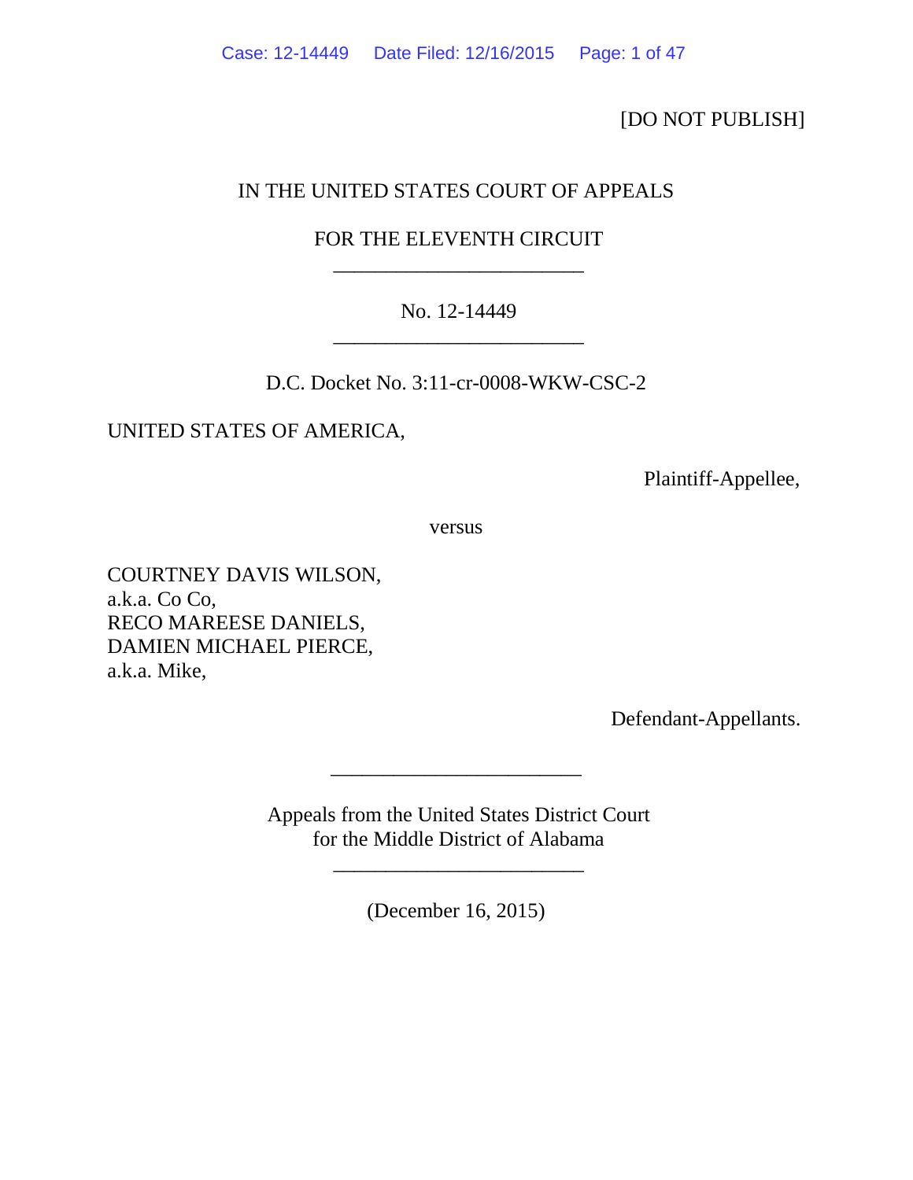[DO NOT PUBLISH]

IN THE UNITED STATES COURT OF APPEALS

FOR THE ELEVENTH CIRCUIT

---

No. 12-14449

---

D.C. Docket No. 3:11-cr-0008-WKW-CSC-2

UNITED STATES OF AMERICA,

Plaintiff-Appellee,

versus

COURTNEY DAVIS WILSON,
a.k.a. Co Co,
RECO MAREESE DANIELS,
DAMIEN MICHAEL PIERCE,
a.k.a. Mike,

Defendant-Appellants.

---

Appeals from the United States District Court
for the Middle District of Alabama

---

(December 16, 2015)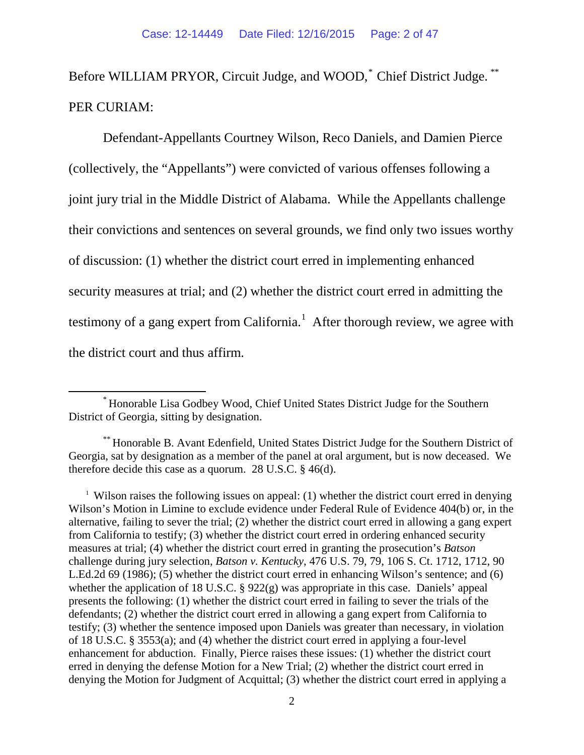Before WILLIAM PRYOR, Circuit Judge, and WOOD,[*] Chief District Judge.[**]

PER CURIAM:

Defendant-Appellants Courtney Wilson, Reco Daniels, and Damien Pierce (collectively, the "Appellants") were convicted of various offenses following a joint jury trial in the Middle District of Alabama. While the Appellants challenge their convictions and sentences on several grounds, we find only two issues worthy of discussion: (1) whether the district court erred in implementing enhanced security measures at trial; and (2) whether the district court erred in admitting the testimony of a gang expert from California.[1] After thorough review, we agree with the district court and thus affirm.

---

[*] Honorable Lisa Godbey Wood, Chief United States District Judge for the Southern District of Georgia, sitting by designation.

[**] Honorable B. Avant Edenfield, United States District Judge for the Southern District of Georgia, sat by designation as a member of the panel at oral argument, but is now deceased. We therefore decide this case as a quorum. 28 U.S.C. § 46(d).

[1] Wilson raises the following issues on appeal: (1) whether the district court erred in denying Wilson's Motion in Limine to exclude evidence under Federal Rule of Evidence 404(b) or, in the alternative, failing to sever the trial; (2) whether the district court erred in allowing a gang expert from California to testify; (3) whether the district court erred in ordering enhanced security measures at trial; (4) whether the district court erred in granting the prosecution's *Batson* challenge during jury selection, *Batson v. Kentucky*, 476 U.S. 79, 79, 106 S. Ct. 1712, 1712, 90 L.Ed.2d 69 (1986); (5) whether the district court erred in enhancing Wilson's sentence; and (6) whether the application of 18 U.S.C. § 922(g) was appropriate in this case. Daniels' appeal presents the following: (1) whether the district court erred in failing to sever the trials of the defendants; (2) whether the district court erred in allowing a gang expert from California to testify; (3) whether the sentence imposed upon Daniels was greater than necessary, in violation of 18 U.S.C. § 3553(a); and (4) whether the district court erred in applying a four-level enhancement for abduction. Finally, Pierce raises these issues: (1) whether the district court erred in denying the defense Motion for a New Trial; (2) whether the district court erred in denying the Motion for Judgment of Acquittal; (3) whether the district court erred in applying a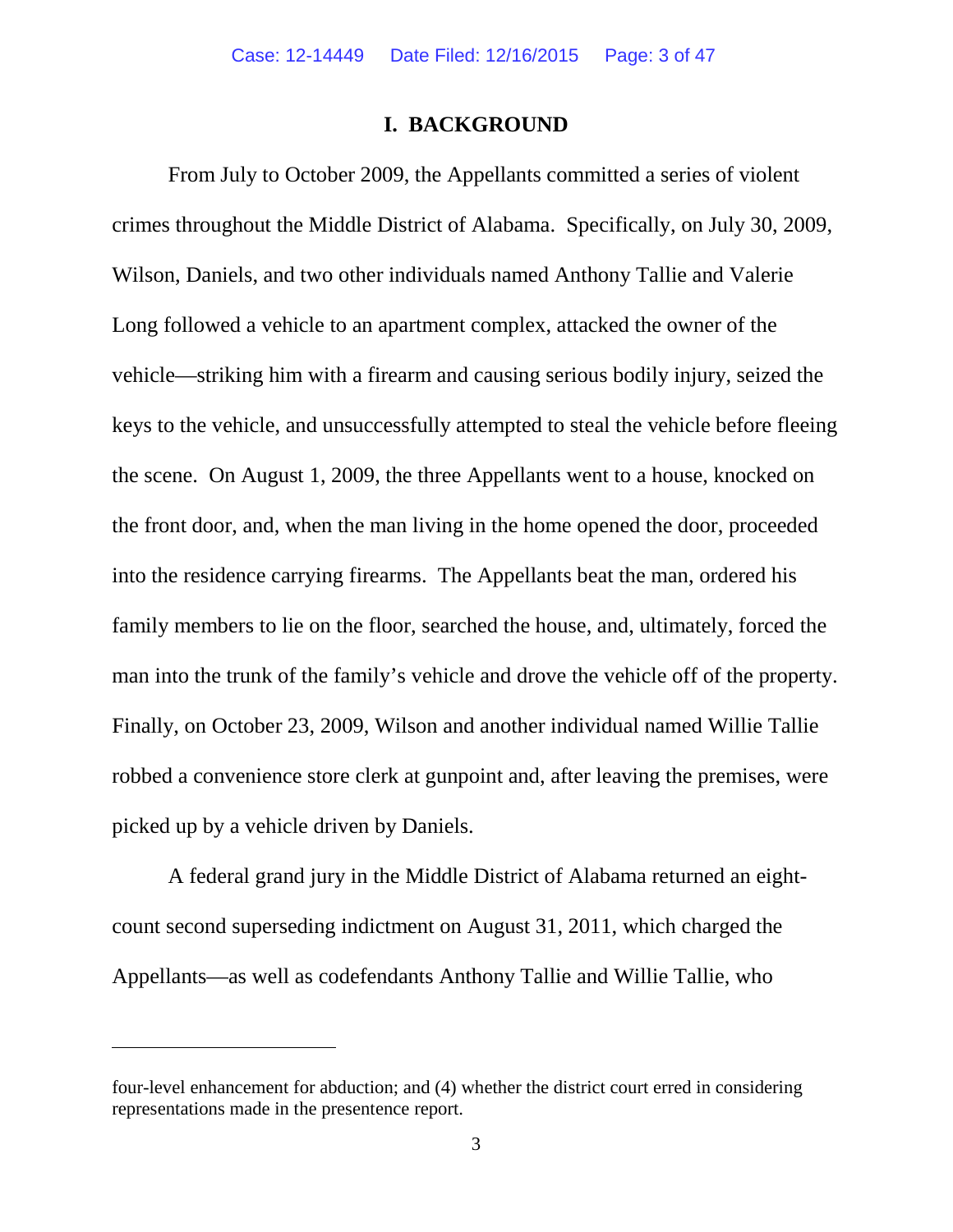## I. BACKGROUND

From July to October 2009, the Appellants committed a series of violent crimes throughout the Middle District of Alabama. Specifically, on July 30, 2009, Wilson, Daniels, and two other individuals named Anthony Tallie and Valerie Long followed a vehicle to an apartment complex, attacked the owner of the vehicle—striking him with a firearm and causing serious bodily injury, seized the keys to the vehicle, and unsuccessfully attempted to steal the vehicle before fleeing the scene. On August 1, 2009, the three Appellants went to a house, knocked on the front door, and, when the man living in the home opened the door, proceeded into the residence carrying firearms. The Appellants beat the man, ordered his family members to lie on the floor, searched the house, and, ultimately, forced the man into the trunk of the family's vehicle and drove the vehicle off of the property. Finally, on October 23, 2009, Wilson and another individual named Willie Tallie robbed a convenience store clerk at gunpoint and, after leaving the premises, were picked up by a vehicle driven by Daniels.

A federal grand jury in the Middle District of Alabama returned an eight-count second superseding indictment on August 31, 2011, which charged the Appellants—as well as codefendants Anthony Tallie and Willie Tallie, who

---

four-level enhancement for abduction; and (4) whether the district court erred in considering representations made in the presentence report.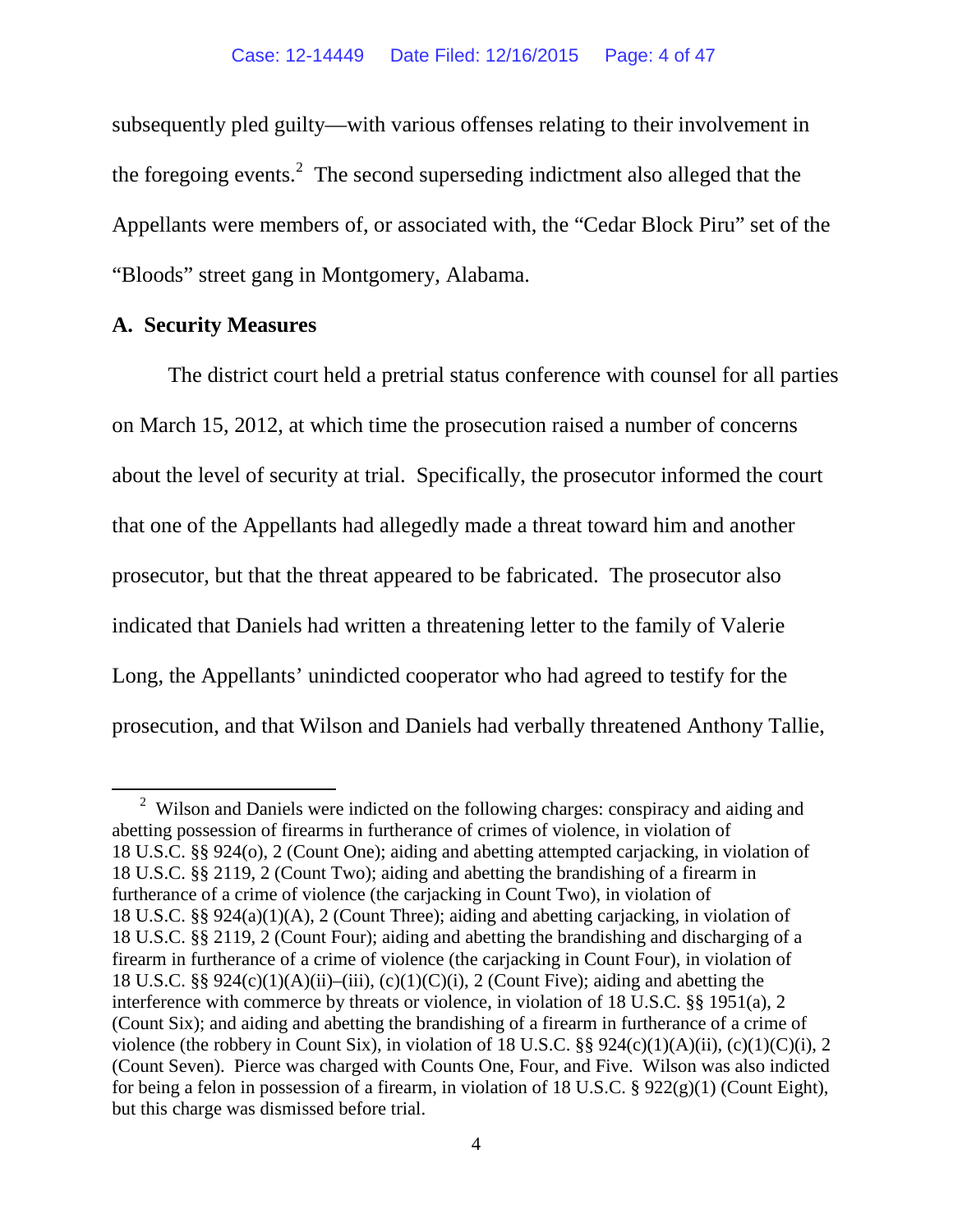subsequently pled guilty—with various offenses relating to their involvement in the foregoing events.[2] The second superseding indictment also alleged that the Appellants were members of, or associated with, the "Cedar Block Piru" set of the "Bloods" street gang in Montgomery, Alabama.

**A. Security Measures**

The district court held a pretrial status conference with counsel for all parties on March 15, 2012, at which time the prosecution raised a number of concerns about the level of security at trial. Specifically, the prosecutor informed the court that one of the Appellants had allegedly made a threat toward him and another prosecutor, but that the threat appeared to be fabricated. The prosecutor also indicated that Daniels had written a threatening letter to the family of Valerie Long, the Appellants' unindicted cooperator who had agreed to testify for the prosecution, and that Wilson and Daniels had verbally threatened Anthony Tallie,

---

[2] Wilson and Daniels were indicted on the following charges: conspiracy and aiding and abetting possession of firearms in furtherance of crimes of violence, in violation of 18 U.S.C. §§ 924(o), 2 (Count One); aiding and abetting attempted carjacking, in violation of 18 U.S.C. §§ 2119, 2 (Count Two); aiding and abetting the brandishing of a firearm in furtherance of a crime of violence (the carjacking in Count Two), in violation of 18 U.S.C. §§ 924(a)(1)(A), 2 (Count Three); aiding and abetting carjacking, in violation of 18 U.S.C. §§ 2119, 2 (Count Four); aiding and abetting the brandishing and discharging of a firearm in furtherance of a crime of violence (the carjacking in Count Four), in violation of 18 U.S.C. §§ 924(c)(1)(A)(ii)–(iii), (c)(1)(C)(i), 2 (Count Five); aiding and abetting the interference with commerce by threats or violence, in violation of 18 U.S.C. §§ 1951(a), 2 (Count Six); and aiding and abetting the brandishing of a firearm in furtherance of a crime of violence (the robbery in Count Six), in violation of 18 U.S.C. §§ 924(c)(1)(A)(ii), (c)(1)(C)(i), 2 (Count Seven). Pierce was charged with Counts One, Four, and Five. Wilson was also indicted for being a felon in possession of a firearm, in violation of 18 U.S.C. § 922(g)(1) (Count Eight), but this charge was dismissed before trial.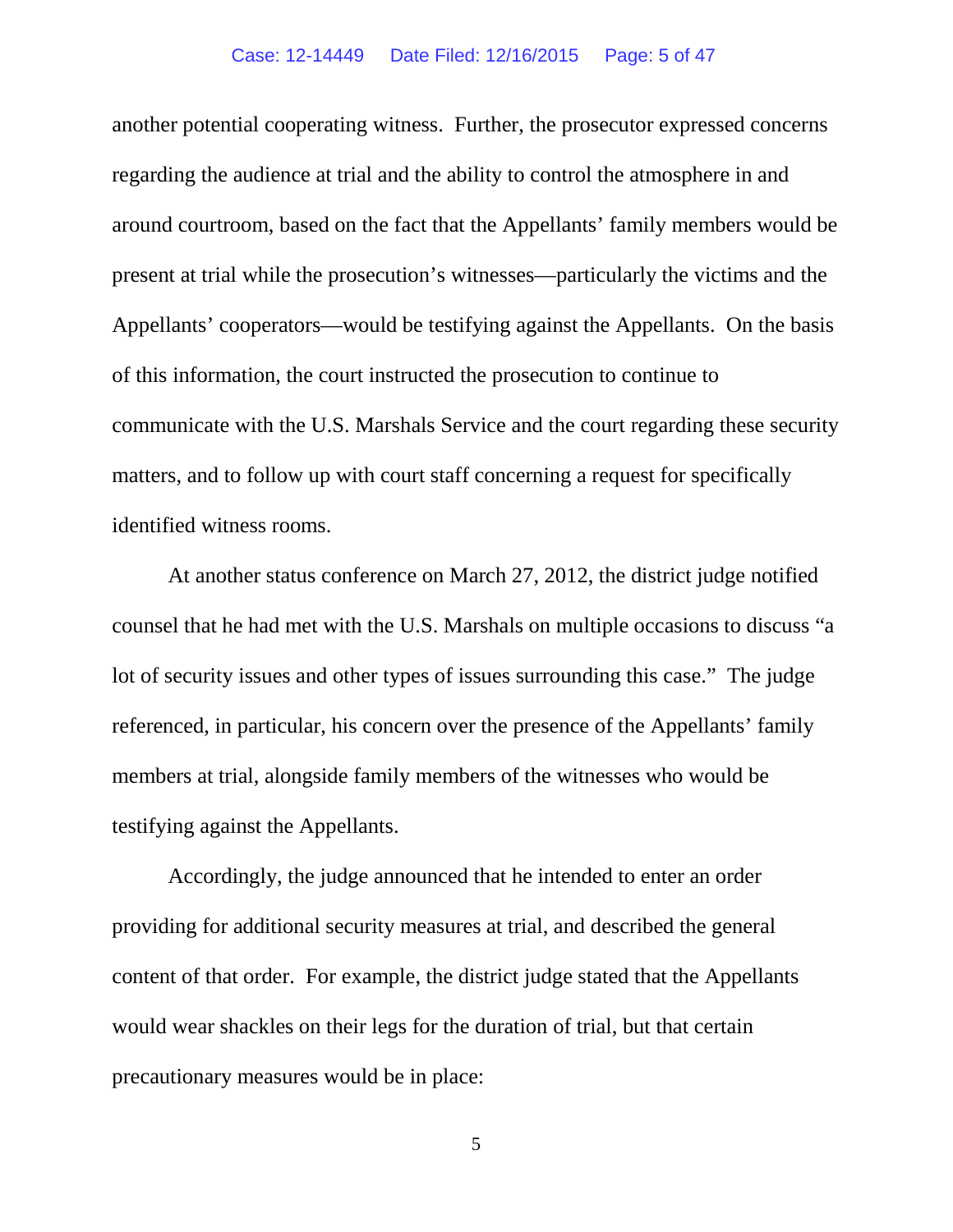another potential cooperating witness. Further, the prosecutor expressed concerns regarding the audience at trial and the ability to control the atmosphere in and around courtroom, based on the fact that the Appellants' family members would be present at trial while the prosecution's witnesses—particularly the victims and the Appellants' cooperators—would be testifying against the Appellants. On the basis of this information, the court instructed the prosecution to continue to communicate with the U.S. Marshals Service and the court regarding these security matters, and to follow up with court staff concerning a request for specifically identified witness rooms.

At another status conference on March 27, 2012, the district judge notified counsel that he had met with the U.S. Marshals on multiple occasions to discuss "a lot of security issues and other types of issues surrounding this case." The judge referenced, in particular, his concern over the presence of the Appellants' family members at trial, alongside family members of the witnesses who would be testifying against the Appellants.

Accordingly, the judge announced that he intended to enter an order providing for additional security measures at trial, and described the general content of that order. For example, the district judge stated that the Appellants would wear shackles on their legs for the duration of trial, but that certain precautionary measures would be in place: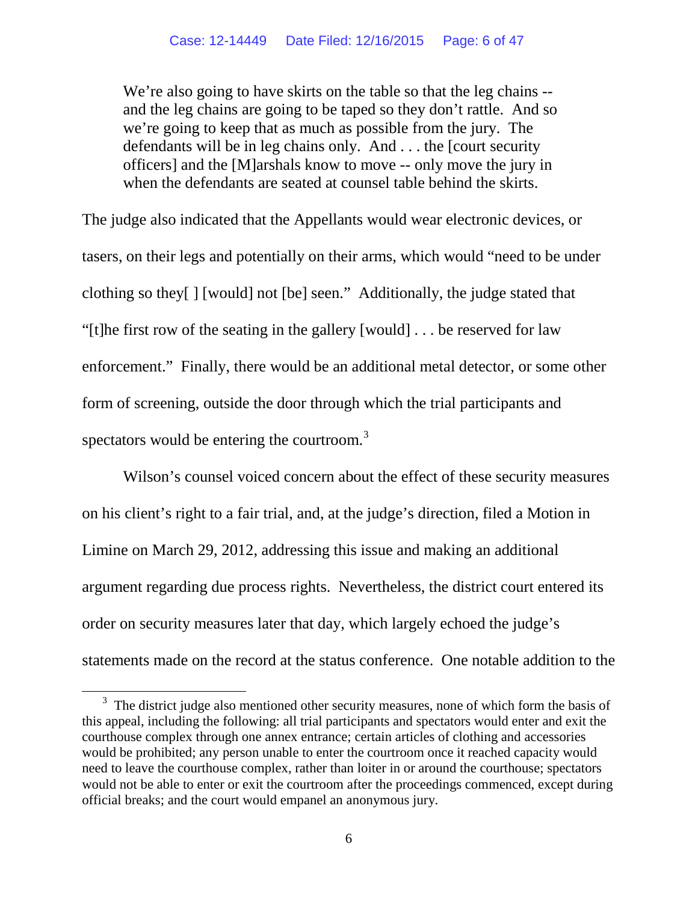> We're also going to have skirts on the table so that the leg chains -- and the leg chains are going to be taped so they don't rattle. And so we're going to keep that as much as possible from the jury. The defendants will be in leg chains only. And . . . the [court security officers] and the [M]arshals know to move -- only move the jury in when the defendants are seated at counsel table behind the skirts.

The judge also indicated that the Appellants would wear electronic devices, or tasers, on their legs and potentially on their arms, which would "need to be under clothing so they[ ] [would] not [be] seen." Additionally, the judge stated that "[t]he first row of the seating in the gallery [would] . . . be reserved for law enforcement." Finally, there would be an additional metal detector, or some other form of screening, outside the door through which the trial participants and spectators would be entering the courtroom.[3]

Wilson's counsel voiced concern about the effect of these security measures on his client's right to a fair trial, and, at the judge's direction, filed a Motion in Limine on March 29, 2012, addressing this issue and making an additional argument regarding due process rights. Nevertheless, the district court entered its order on security measures later that day, which largely echoed the judge's statements made on the record at the status conference. One notable addition to the

---

[3] The district judge also mentioned other security measures, none of which form the basis of this appeal, including the following: all trial participants and spectators would enter and exit the courthouse complex through one annex entrance; certain articles of clothing and accessories would be prohibited; any person unable to enter the courtroom once it reached capacity would need to leave the courthouse complex, rather than loiter in or around the courthouse; spectators would not be able to enter or exit the courtroom after the proceedings commenced, except during official breaks; and the court would empanel an anonymous jury.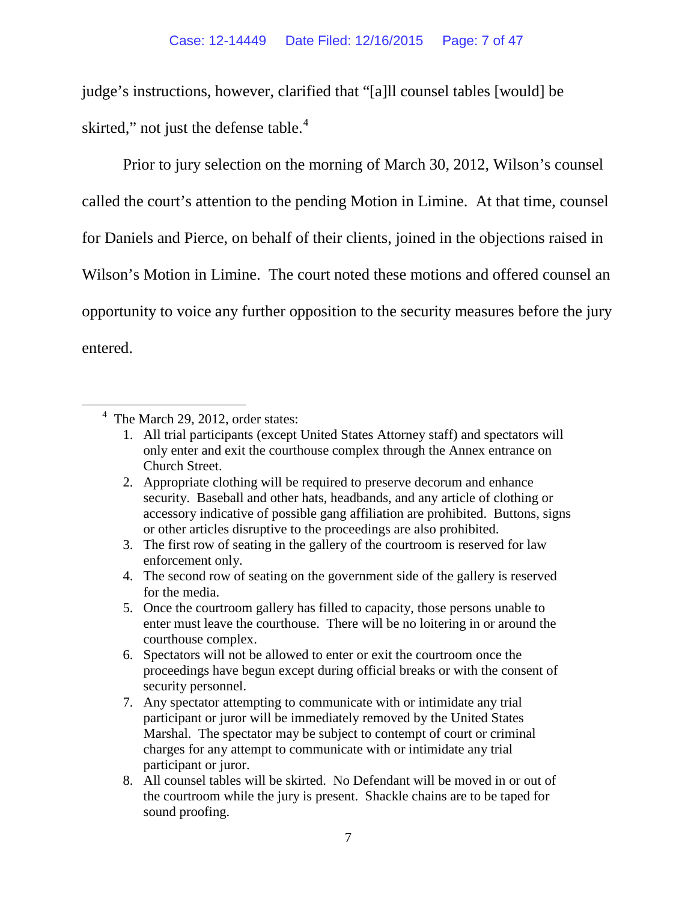judge's instructions, however, clarified that "[a]ll counsel tables [would] be skirted," not just the defense table.[4]

Prior to jury selection on the morning of March 30, 2012, Wilson's counsel called the court's attention to the pending Motion in Limine. At that time, counsel for Daniels and Pierce, on behalf of their clients, joined in the objections raised in Wilson's Motion in Limine. The court noted these motions and offered counsel an opportunity to voice any further opposition to the security measures before the jury entered.

---

[4] The March 29, 2012, order states:

1. All trial participants (except United States Attorney staff) and spectators will only enter and exit the courthouse complex through the Annex entrance on Church Street.
2. Appropriate clothing will be required to preserve decorum and enhance security. Baseball and other hats, headbands, and any article of clothing or accessory indicative of possible gang affiliation are prohibited. Buttons, signs or other articles disruptive to the proceedings are also prohibited.
3. The first row of seating in the gallery of the courtroom is reserved for law enforcement only.
4. The second row of seating on the government side of the gallery is reserved for the media.
5. Once the courtroom gallery has filled to capacity, those persons unable to enter must leave the courthouse. There will be no loitering in or around the courthouse complex.
6. Spectators will not be allowed to enter or exit the courtroom once the proceedings have begun except during official breaks or with the consent of security personnel.
7. Any spectator attempting to communicate with or intimidate any trial participant or juror will be immediately removed by the United States Marshal. The spectator may be subject to contempt of court or criminal charges for any attempt to communicate with or intimidate any trial participant or juror.
8. All counsel tables will be skirted. No Defendant will be moved in or out of the courtroom while the jury is present. Shackle chains are to be taped for sound proofing.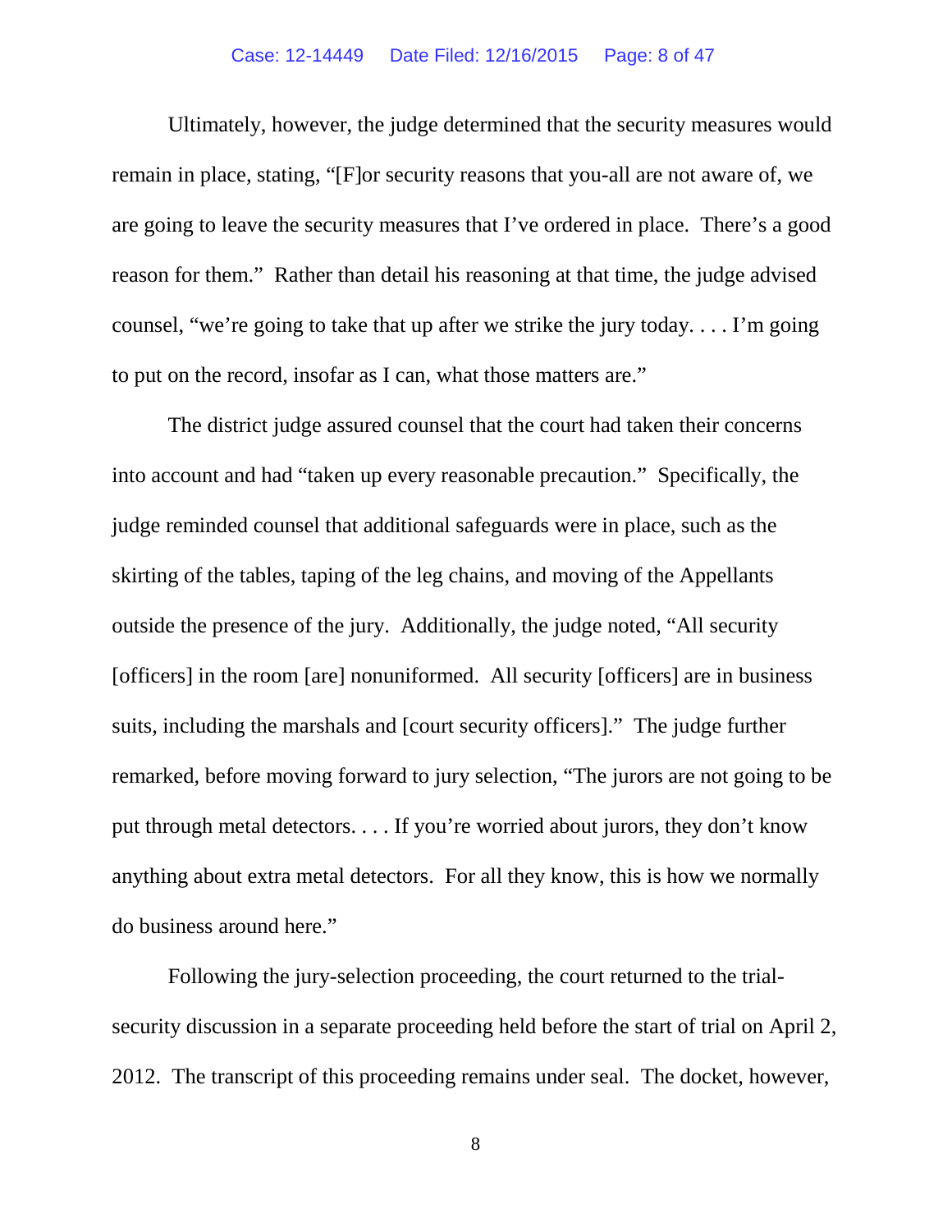Ultimately, however, the judge determined that the security measures would remain in place, stating, "[F]or security reasons that you-all are not aware of, we are going to leave the security measures that I've ordered in place. There's a good reason for them." Rather than detail his reasoning at that time, the judge advised counsel, "we're going to take that up after we strike the jury today. . . . I'm going to put on the record, insofar as I can, what those matters are."

The district judge assured counsel that the court had taken their concerns into account and had "taken up every reasonable precaution." Specifically, the judge reminded counsel that additional safeguards were in place, such as the skirting of the tables, taping of the leg chains, and moving of the Appellants outside the presence of the jury. Additionally, the judge noted, "All security [officers] in the room [are] nonuniformed. All security [officers] are in business suits, including the marshals and [court security officers]." The judge further remarked, before moving forward to jury selection, "The jurors are not going to be put through metal detectors. . . . If you're worried about jurors, they don't know anything about extra metal detectors. For all they know, this is how we normally do business around here."

Following the jury-selection proceeding, the court returned to the trial-security discussion in a separate proceeding held before the start of trial on April 2, 2012. The transcript of this proceeding remains under seal. The docket, however,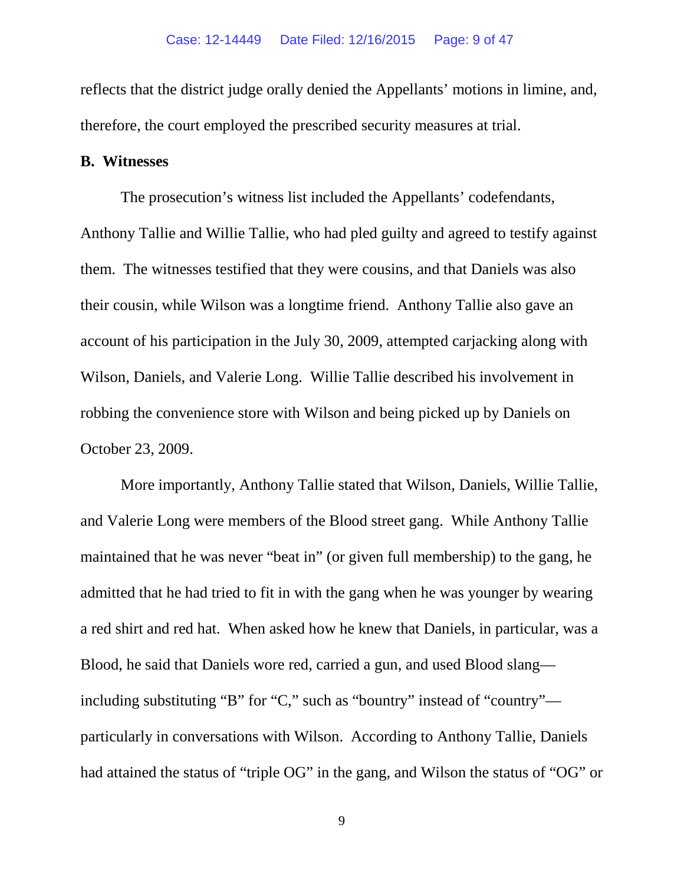reflects that the district judge orally denied the Appellants' motions in limine, and, therefore, the court employed the prescribed security measures at trial.

**B. Witnesses**

The prosecution's witness list included the Appellants' codefendants, Anthony Tallie and Willie Tallie, who had pled guilty and agreed to testify against them. The witnesses testified that they were cousins, and that Daniels was also their cousin, while Wilson was a longtime friend. Anthony Tallie also gave an account of his participation in the July 30, 2009, attempted carjacking along with Wilson, Daniels, and Valerie Long. Willie Tallie described his involvement in robbing the convenience store with Wilson and being picked up by Daniels on October 23, 2009.

More importantly, Anthony Tallie stated that Wilson, Daniels, Willie Tallie, and Valerie Long were members of the Blood street gang. While Anthony Tallie maintained that he was never "beat in" (or given full membership) to the gang, he admitted that he had tried to fit in with the gang when he was younger by wearing a red shirt and red hat. When asked how he knew that Daniels, in particular, was a Blood, he said that Daniels wore red, carried a gun, and used Blood slang—including substituting "B" for "C," such as "bountry" instead of "country"—particularly in conversations with Wilson. According to Anthony Tallie, Daniels had attained the status of "triple OG" in the gang, and Wilson the status of "OG" or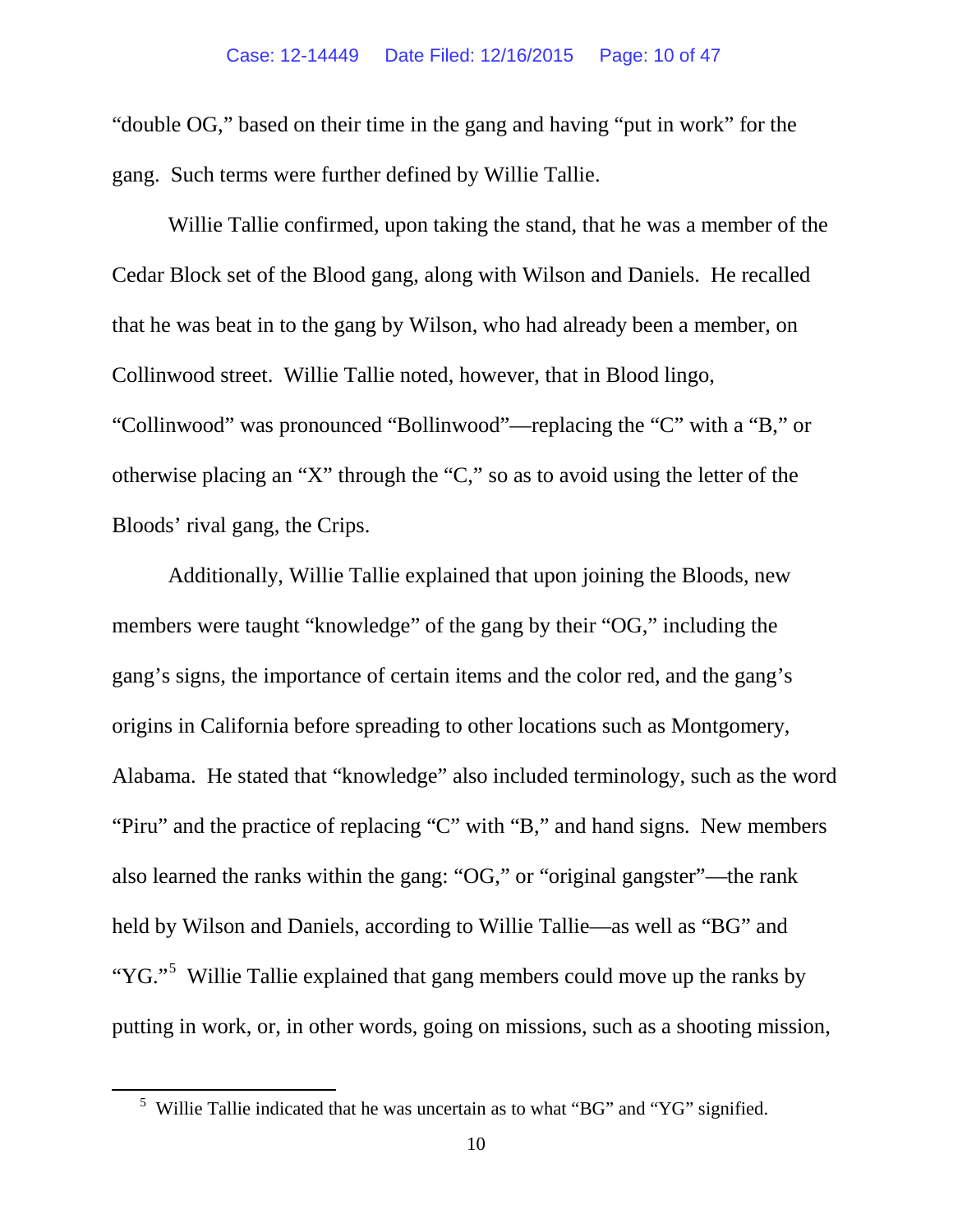"double OG," based on their time in the gang and having "put in work" for the gang. Such terms were further defined by Willie Tallie.

Willie Tallie confirmed, upon taking the stand, that he was a member of the Cedar Block set of the Blood gang, along with Wilson and Daniels. He recalled that he was beat in to the gang by Wilson, who had already been a member, on Collinwood street. Willie Tallie noted, however, that in Blood lingo, "Collinwood" was pronounced "Bollinwood"—replacing the "C" with a "B," or otherwise placing an "X" through the "C," so as to avoid using the letter of the Bloods' rival gang, the Crips.

Additionally, Willie Tallie explained that upon joining the Bloods, new members were taught "knowledge" of the gang by their "OG," including the gang's signs, the importance of certain items and the color red, and the gang's origins in California before spreading to other locations such as Montgomery, Alabama. He stated that "knowledge" also included terminology, such as the word "Piru" and the practice of replacing "C" with "B," and hand signs. New members also learned the ranks within the gang: "OG," or "original gangster"—the rank held by Wilson and Daniels, according to Willie Tallie—as well as "BG" and "YG."[5] Willie Tallie explained that gang members could move up the ranks by putting in work, or, in other words, going on missions, such as a shooting mission,

[5] Willie Tallie indicated that he was uncertain as to what "BG" and "YG" signified.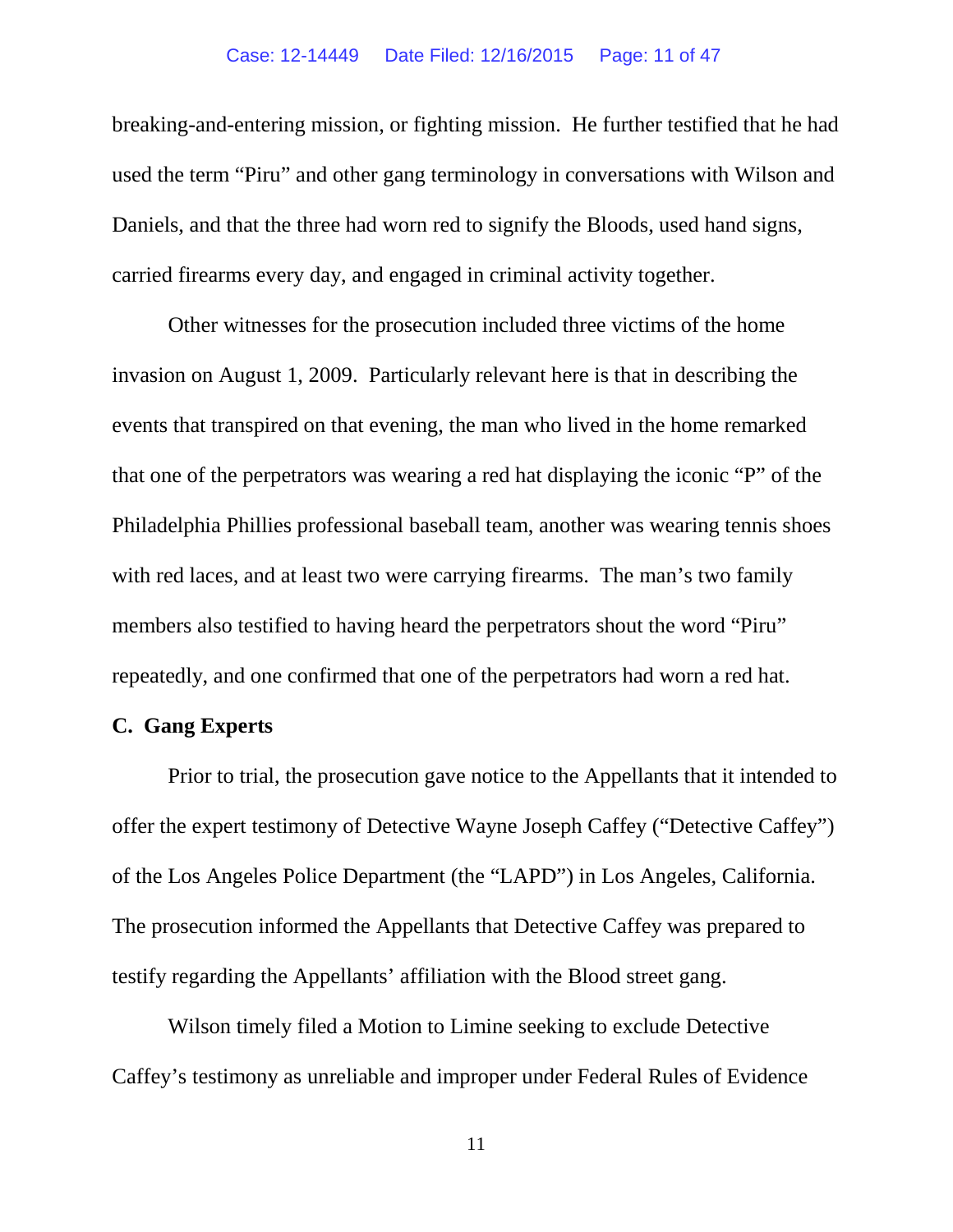breaking-and-entering mission, or fighting mission. He further testified that he had used the term "Piru" and other gang terminology in conversations with Wilson and Daniels, and that the three had worn red to signify the Bloods, used hand signs, carried firearms every day, and engaged in criminal activity together.

Other witnesses for the prosecution included three victims of the home invasion on August 1, 2009. Particularly relevant here is that in describing the events that transpired on that evening, the man who lived in the home remarked that one of the perpetrators was wearing a red hat displaying the iconic "P" of the Philadelphia Phillies professional baseball team, another was wearing tennis shoes with red laces, and at least two were carrying firearms. The man's two family members also testified to having heard the perpetrators shout the word "Piru" repeatedly, and one confirmed that one of the perpetrators had worn a red hat.

### C. Gang Experts

Prior to trial, the prosecution gave notice to the Appellants that it intended to offer the expert testimony of Detective Wayne Joseph Caffey ("Detective Caffey") of the Los Angeles Police Department (the "LAPD") in Los Angeles, California. The prosecution informed the Appellants that Detective Caffey was prepared to testify regarding the Appellants' affiliation with the Blood street gang.

Wilson timely filed a Motion to Limine seeking to exclude Detective Caffey's testimony as unreliable and improper under Federal Rules of Evidence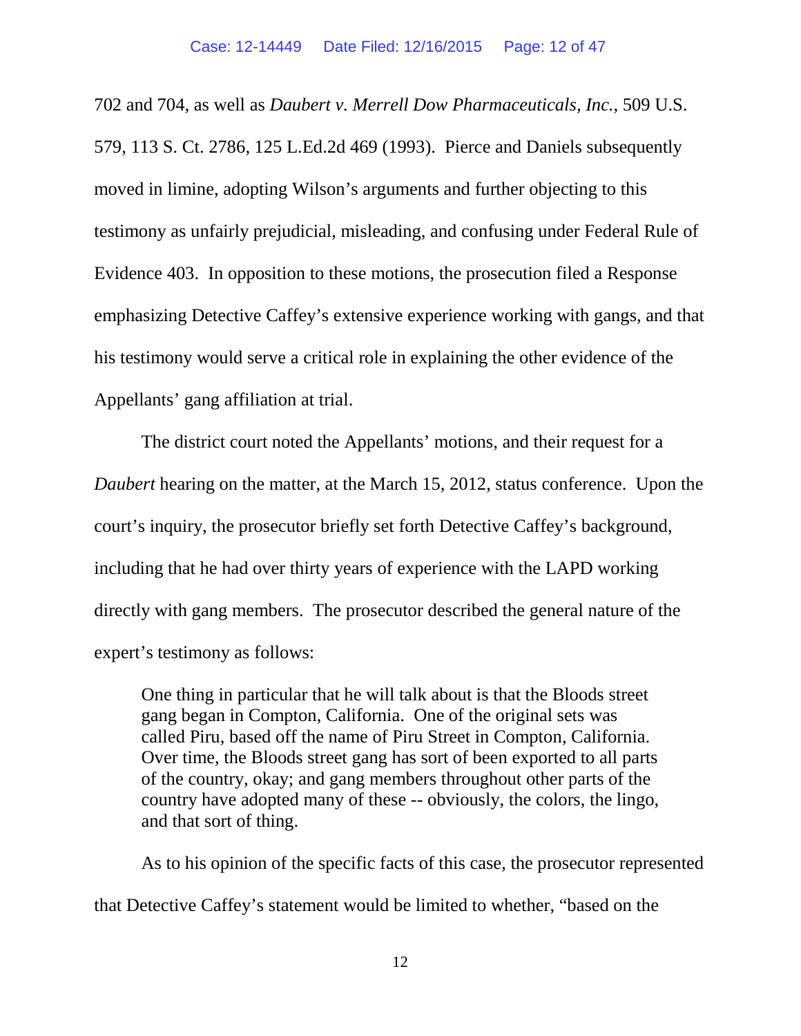702 and 704, as well as *Daubert v. Merrell Dow Pharmaceuticals, Inc.*, 509 U.S. 579, 113 S. Ct. 2786, 125 L.Ed.2d 469 (1993). Pierce and Daniels subsequently moved in limine, adopting Wilson's arguments and further objecting to this testimony as unfairly prejudicial, misleading, and confusing under Federal Rule of Evidence 403. In opposition to these motions, the prosecution filed a Response emphasizing Detective Caffey's extensive experience working with gangs, and that his testimony would serve a critical role in explaining the other evidence of the Appellants' gang affiliation at trial.

The district court noted the Appellants' motions, and their request for a *Daubert* hearing on the matter, at the March 15, 2012, status conference. Upon the court's inquiry, the prosecutor briefly set forth Detective Caffey's background, including that he had over thirty years of experience with the LAPD working directly with gang members. The prosecutor described the general nature of the expert's testimony as follows:

> One thing in particular that he will talk about is that the Bloods street gang began in Compton, California. One of the original sets was called Piru, based off the name of Piru Street in Compton, California. Over time, the Bloods street gang has sort of been exported to all parts of the country, okay; and gang members throughout other parts of the country have adopted many of these -- obviously, the colors, the lingo, and that sort of thing.

As to his opinion of the specific facts of this case, the prosecutor represented that Detective Caffey's statement would be limited to whether, "based on the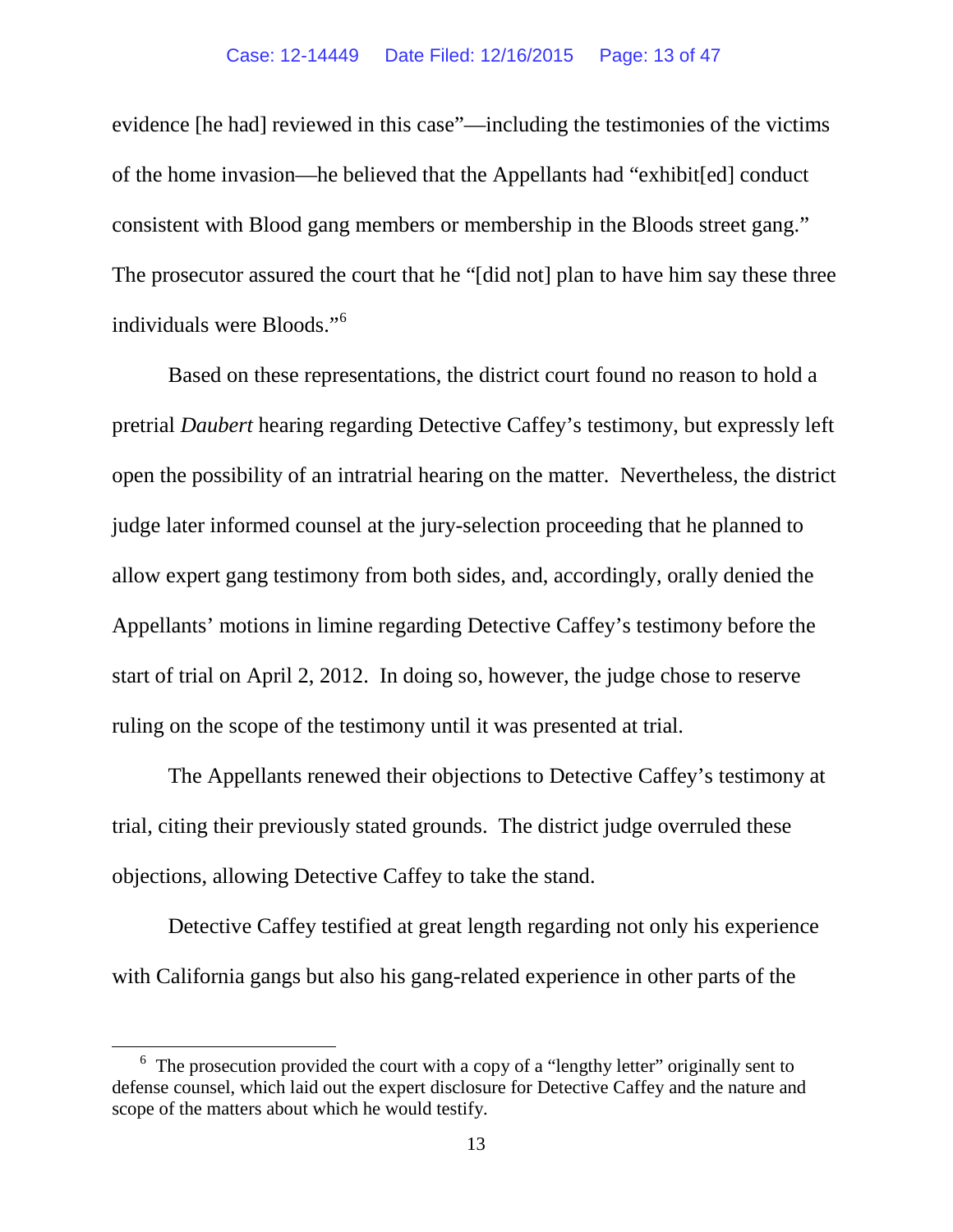evidence [he had] reviewed in this case"—including the testimonies of the victims of the home invasion—he believed that the Appellants had "exhibit[ed] conduct consistent with Blood gang members or membership in the Bloods street gang." The prosecutor assured the court that he "[did not] plan to have him say these three individuals were Bloods."[6]

Based on these representations, the district court found no reason to hold a pretrial *Daubert* hearing regarding Detective Caffey's testimony, but expressly left open the possibility of an intratrial hearing on the matter. Nevertheless, the district judge later informed counsel at the jury-selection proceeding that he planned to allow expert gang testimony from both sides, and, accordingly, orally denied the Appellants' motions in limine regarding Detective Caffey's testimony before the start of trial on April 2, 2012. In doing so, however, the judge chose to reserve ruling on the scope of the testimony until it was presented at trial.

The Appellants renewed their objections to Detective Caffey's testimony at trial, citing their previously stated grounds. The district judge overruled these objections, allowing Detective Caffey to take the stand.

Detective Caffey testified at great length regarding not only his experience with California gangs but also his gang-related experience in other parts of the

---

[6] The prosecution provided the court with a copy of a "lengthy letter" originally sent to defense counsel, which laid out the expert disclosure for Detective Caffey and the nature and scope of the matters about which he would testify.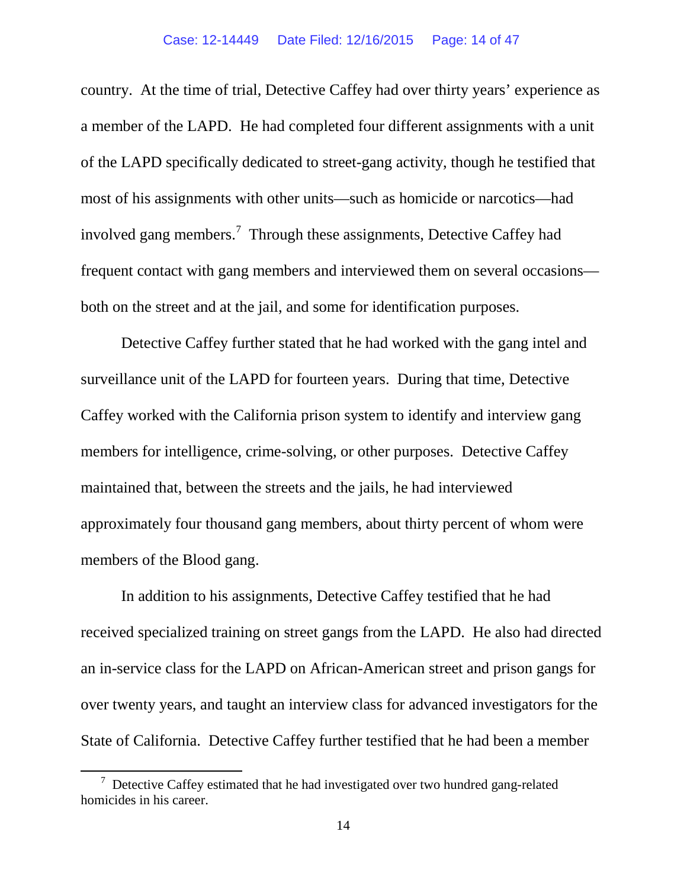country. At the time of trial, Detective Caffey had over thirty years' experience as a member of the LAPD. He had completed four different assignments with a unit of the LAPD specifically dedicated to street-gang activity, though he testified that most of his assignments with other units—such as homicide or narcotics—had involved gang members.[7] Through these assignments, Detective Caffey had frequent contact with gang members and interviewed them on several occasions—both on the street and at the jail, and some for identification purposes.

Detective Caffey further stated that he had worked with the gang intel and surveillance unit of the LAPD for fourteen years. During that time, Detective Caffey worked with the California prison system to identify and interview gang members for intelligence, crime-solving, or other purposes. Detective Caffey maintained that, between the streets and the jails, he had interviewed approximately four thousand gang members, about thirty percent of whom were members of the Blood gang.

In addition to his assignments, Detective Caffey testified that he had received specialized training on street gangs from the LAPD. He also had directed an in-service class for the LAPD on African-American street and prison gangs for over twenty years, and taught an interview class for advanced investigators for the State of California. Detective Caffey further testified that he had been a member

---

[7] Detective Caffey estimated that he had investigated over two hundred gang-related homicides in his career.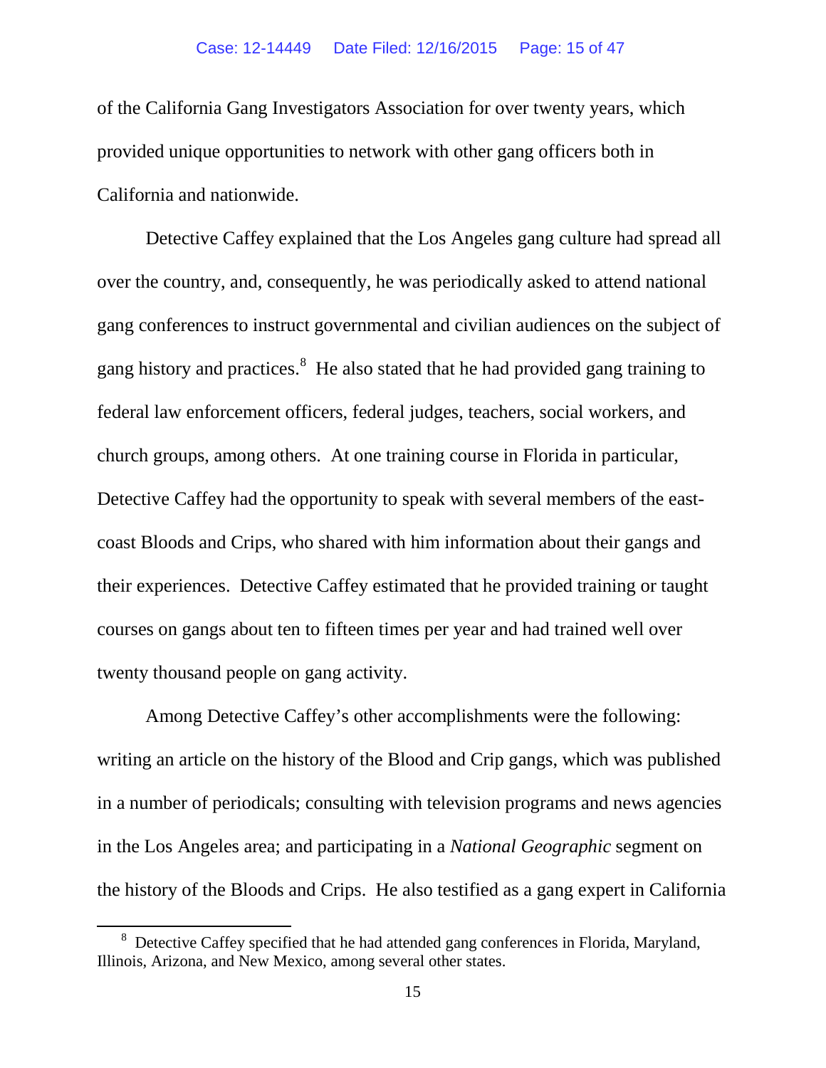of the California Gang Investigators Association for over twenty years, which provided unique opportunities to network with other gang officers both in California and nationwide.

Detective Caffey explained that the Los Angeles gang culture had spread all over the country, and, consequently, he was periodically asked to attend national gang conferences to instruct governmental and civilian audiences on the subject of gang history and practices.[8] He also stated that he had provided gang training to federal law enforcement officers, federal judges, teachers, social workers, and church groups, among others. At one training course in Florida in particular, Detective Caffey had the opportunity to speak with several members of the east-coast Bloods and Crips, who shared with him information about their gangs and their experiences. Detective Caffey estimated that he provided training or taught courses on gangs about ten to fifteen times per year and had trained well over twenty thousand people on gang activity.

Among Detective Caffey's other accomplishments were the following: writing an article on the history of the Blood and Crip gangs, which was published in a number of periodicals; consulting with television programs and news agencies in the Los Angeles area; and participating in a *National Geographic* segment on the history of the Bloods and Crips. He also testified as a gang expert in California

[8] Detective Caffey specified that he had attended gang conferences in Florida, Maryland, Illinois, Arizona, and New Mexico, among several other states.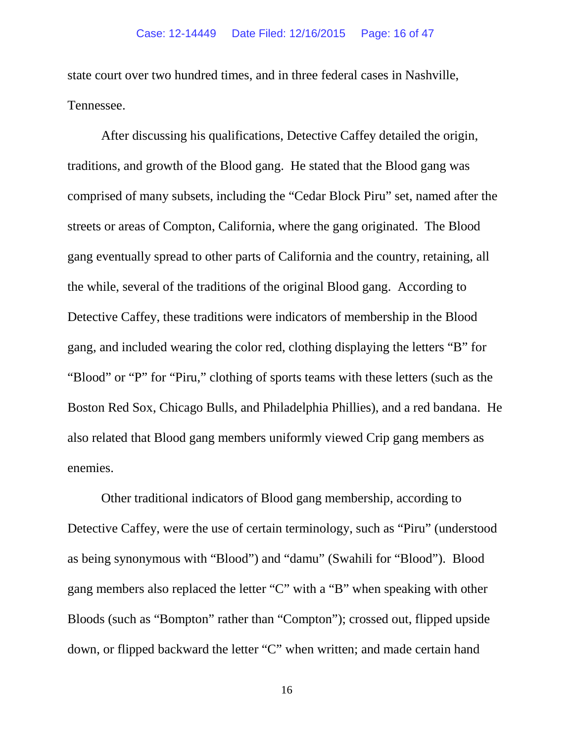state court over two hundred times, and in three federal cases in Nashville, Tennessee.

After discussing his qualifications, Detective Caffey detailed the origin, traditions, and growth of the Blood gang. He stated that the Blood gang was comprised of many subsets, including the "Cedar Block Piru" set, named after the streets or areas of Compton, California, where the gang originated. The Blood gang eventually spread to other parts of California and the country, retaining, all the while, several of the traditions of the original Blood gang. According to Detective Caffey, these traditions were indicators of membership in the Blood gang, and included wearing the color red, clothing displaying the letters "B" for "Blood" or "P" for "Piru," clothing of sports teams with these letters (such as the Boston Red Sox, Chicago Bulls, and Philadelphia Phillies), and a red bandana. He also related that Blood gang members uniformly viewed Crip gang members as enemies.

Other traditional indicators of Blood gang membership, according to Detective Caffey, were the use of certain terminology, such as "Piru" (understood as being synonymous with "Blood") and "damu" (Swahili for "Blood"). Blood gang members also replaced the letter "C" with a "B" when speaking with other Bloods (such as "Bompton" rather than "Compton"); crossed out, flipped upside down, or flipped backward the letter "C" when written; and made certain hand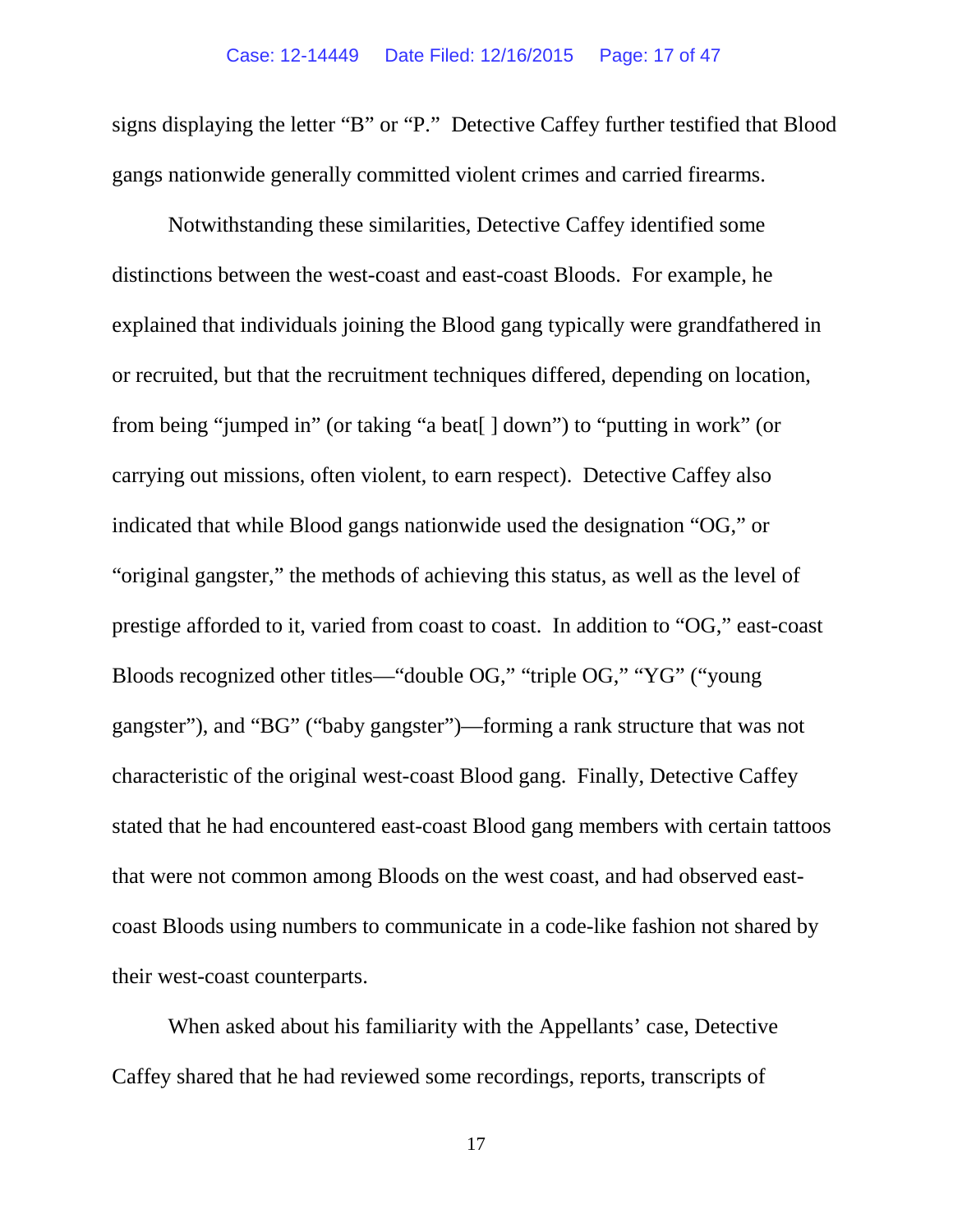signs displaying the letter "B" or "P." Detective Caffey further testified that Blood gangs nationwide generally committed violent crimes and carried firearms.

Notwithstanding these similarities, Detective Caffey identified some distinctions between the west-coast and east-coast Bloods. For example, he explained that individuals joining the Blood gang typically were grandfathered in or recruited, but that the recruitment techniques differed, depending on location, from being "jumped in" (or taking "a beat[ ] down") to "putting in work" (or carrying out missions, often violent, to earn respect). Detective Caffey also indicated that while Blood gangs nationwide used the designation "OG," or "original gangster," the methods of achieving this status, as well as the level of prestige afforded to it, varied from coast to coast. In addition to "OG," east-coast Bloods recognized other titles—"double OG," "triple OG," "YG" ("young gangster"), and "BG" ("baby gangster")—forming a rank structure that was not characteristic of the original west-coast Blood gang. Finally, Detective Caffey stated that he had encountered east-coast Blood gang members with certain tattoos that were not common among Bloods on the west coast, and had observed east-coast Bloods using numbers to communicate in a code-like fashion not shared by their west-coast counterparts.

When asked about his familiarity with the Appellants' case, Detective Caffey shared that he had reviewed some recordings, reports, transcripts of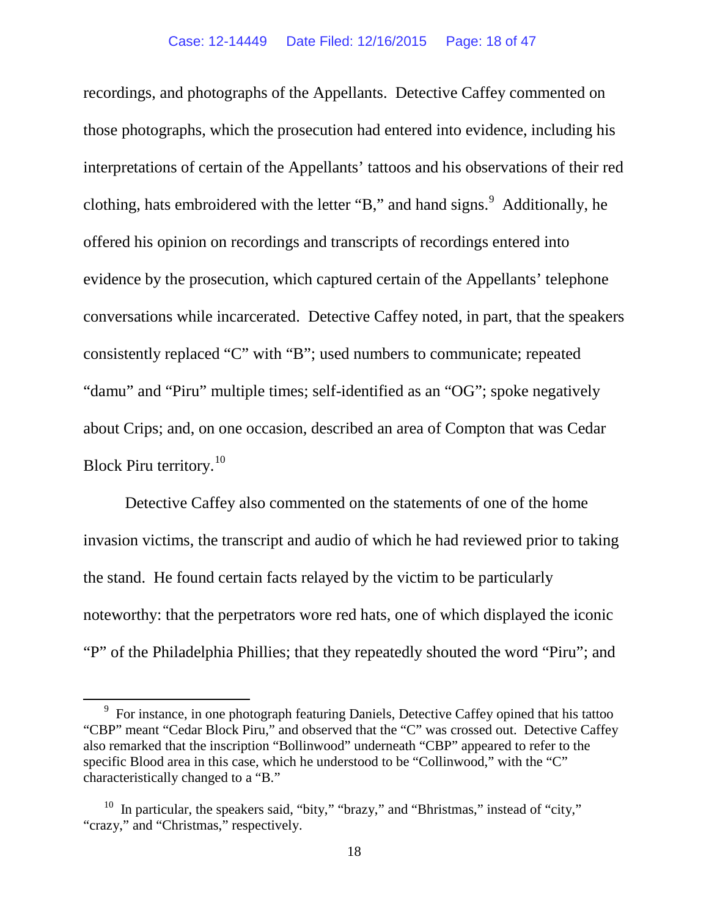recordings, and photographs of the Appellants. Detective Caffey commented on those photographs, which the prosecution had entered into evidence, including his interpretations of certain of the Appellants' tattoos and his observations of their red clothing, hats embroidered with the letter "B," and hand signs.[9] Additionally, he offered his opinion on recordings and transcripts of recordings entered into evidence by the prosecution, which captured certain of the Appellants' telephone conversations while incarcerated. Detective Caffey noted, in part, that the speakers consistently replaced "C" with "B"; used numbers to communicate; repeated "damu" and "Piru" multiple times; self-identified as an "OG"; spoke negatively about Crips; and, on one occasion, described an area of Compton that was Cedar Block Piru territory.[10]

Detective Caffey also commented on the statements of one of the home invasion victims, the transcript and audio of which he had reviewed prior to taking the stand. He found certain facts relayed by the victim to be particularly noteworthy: that the perpetrators wore red hats, one of which displayed the iconic "P" of the Philadelphia Phillies; that they repeatedly shouted the word "Piru"; and

---

[9] For instance, in one photograph featuring Daniels, Detective Caffey opined that his tattoo "CBP" meant "Cedar Block Piru," and observed that the "C" was crossed out. Detective Caffey also remarked that the inscription "Bollinwood" underneath "CBP" appeared to refer to the specific Blood area in this case, which he understood to be "Collinwood," with the "C" characteristically changed to a "B."

[10] In particular, the speakers said, "bity," "brazy," and "Bhristmas," instead of "city," "crazy," and "Christmas," respectively.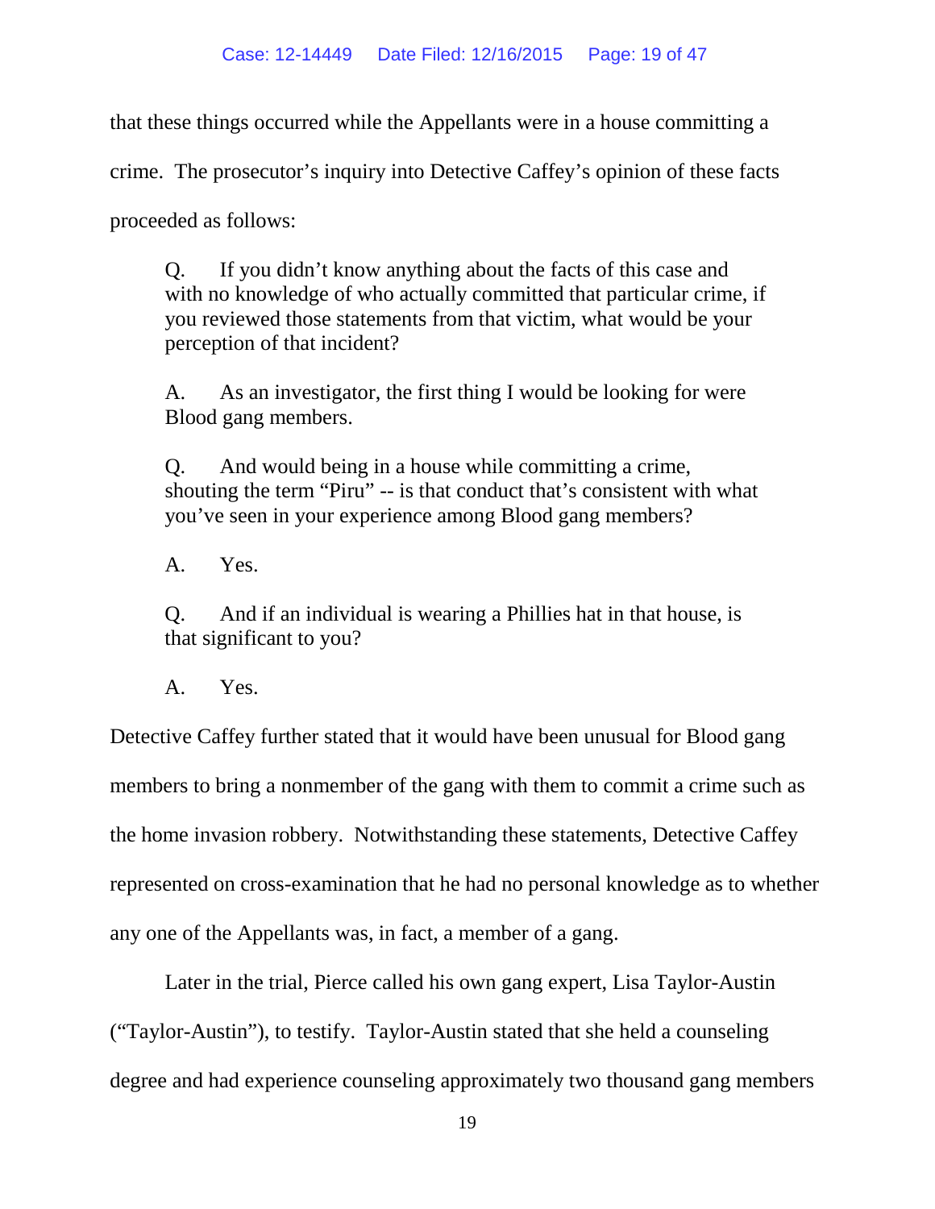that these things occurred while the Appellants were in a house committing a crime. The prosecutor's inquiry into Detective Caffey's opinion of these facts proceeded as follows:

> Q. If you didn't know anything about the facts of this case and with no knowledge of who actually committed that particular crime, if you reviewed those statements from that victim, what would be your perception of that incident?
>
> A. As an investigator, the first thing I would be looking for were Blood gang members.
>
> Q. And would being in a house while committing a crime, shouting the term "Piru" -- is that conduct that's consistent with what you've seen in your experience among Blood gang members?
>
> A. Yes.
>
> Q. And if an individual is wearing a Phillies hat in that house, is that significant to you?
>
> A. Yes.

Detective Caffey further stated that it would have been unusual for Blood gang members to bring a nonmember of the gang with them to commit a crime such as the home invasion robbery. Notwithstanding these statements, Detective Caffey represented on cross-examination that he had no personal knowledge as to whether any one of the Appellants was, in fact, a member of a gang.

Later in the trial, Pierce called his own gang expert, Lisa Taylor-Austin ("Taylor-Austin"), to testify. Taylor-Austin stated that she held a counseling degree and had experience counseling approximately two thousand gang members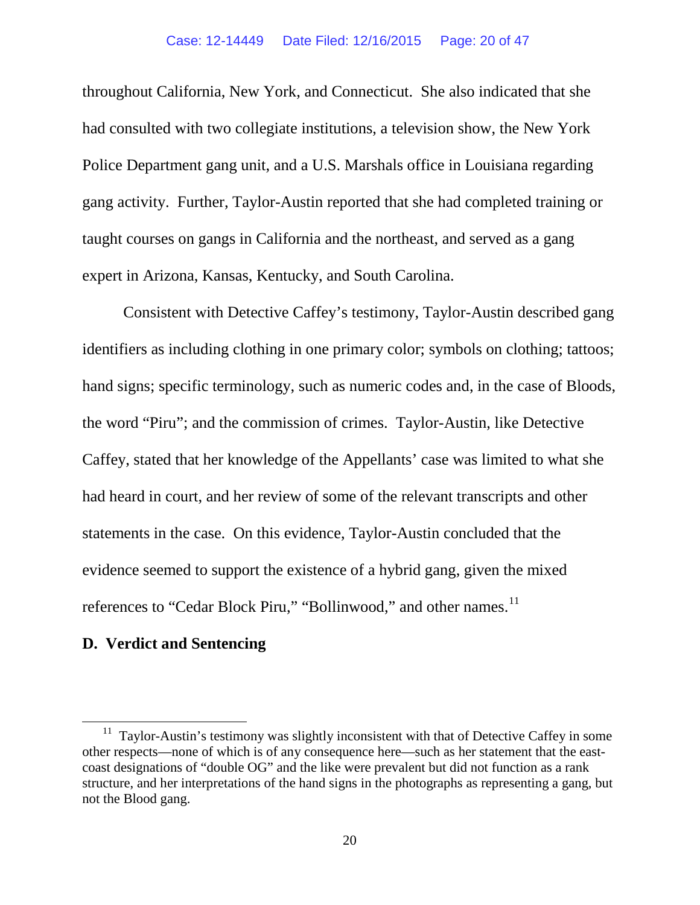throughout California, New York, and Connecticut. She also indicated that she had consulted with two collegiate institutions, a television show, the New York Police Department gang unit, and a U.S. Marshals office in Louisiana regarding gang activity. Further, Taylor-Austin reported that she had completed training or taught courses on gangs in California and the northeast, and served as a gang expert in Arizona, Kansas, Kentucky, and South Carolina.

Consistent with Detective Caffey's testimony, Taylor-Austin described gang identifiers as including clothing in one primary color; symbols on clothing; tattoos; hand signs; specific terminology, such as numeric codes and, in the case of Bloods, the word "Piru"; and the commission of crimes. Taylor-Austin, like Detective Caffey, stated that her knowledge of the Appellants' case was limited to what she had heard in court, and her review of some of the relevant transcripts and other statements in the case. On this evidence, Taylor-Austin concluded that the evidence seemed to support the existence of a hybrid gang, given the mixed references to "Cedar Block Piru," "Bollinwood," and other names.[11]

### D. Verdict and Sentencing

[11] Taylor-Austin's testimony was slightly inconsistent with that of Detective Caffey in some other respects—none of which is of any consequence here—such as her statement that the east-coast designations of "double OG" and the like were prevalent but did not function as a rank structure, and her interpretations of the hand signs in the photographs as representing a gang, but not the Blood gang.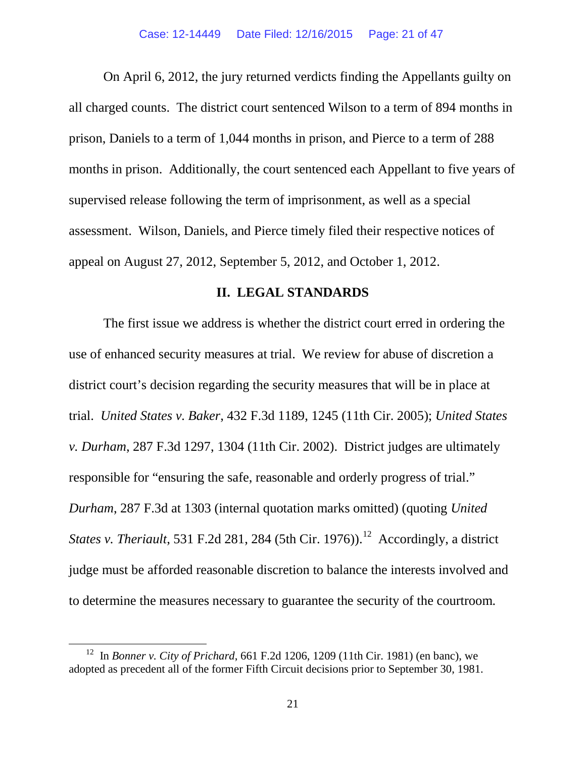On April 6, 2012, the jury returned verdicts finding the Appellants guilty on all charged counts. The district court sentenced Wilson to a term of 894 months in prison, Daniels to a term of 1,044 months in prison, and Pierce to a term of 288 months in prison. Additionally, the court sentenced each Appellant to five years of supervised release following the term of imprisonment, as well as a special assessment. Wilson, Daniels, and Pierce timely filed their respective notices of appeal on August 27, 2012, September 5, 2012, and October 1, 2012.

## II. LEGAL STANDARDS

The first issue we address is whether the district court erred in ordering the use of enhanced security measures at trial. We review for abuse of discretion a district court's decision regarding the security measures that will be in place at trial. *United States v. Baker*, 432 F.3d 1189, 1245 (11th Cir. 2005); *United States v. Durham*, 287 F.3d 1297, 1304 (11th Cir. 2002). District judges are ultimately responsible for "ensuring the safe, reasonable and orderly progress of trial." *Durham*, 287 F.3d at 1303 (internal quotation marks omitted) (quoting *United States v. Theriault*, 531 F.2d 281, 284 (5th Cir. 1976)).[12] Accordingly, a district judge must be afforded reasonable discretion to balance the interests involved and to determine the measures necessary to guarantee the security of the courtroom.

---

[12] In *Bonner v. City of Prichard*, 661 F.2d 1206, 1209 (11th Cir. 1981) (en banc), we adopted as precedent all of the former Fifth Circuit decisions prior to September 30, 1981.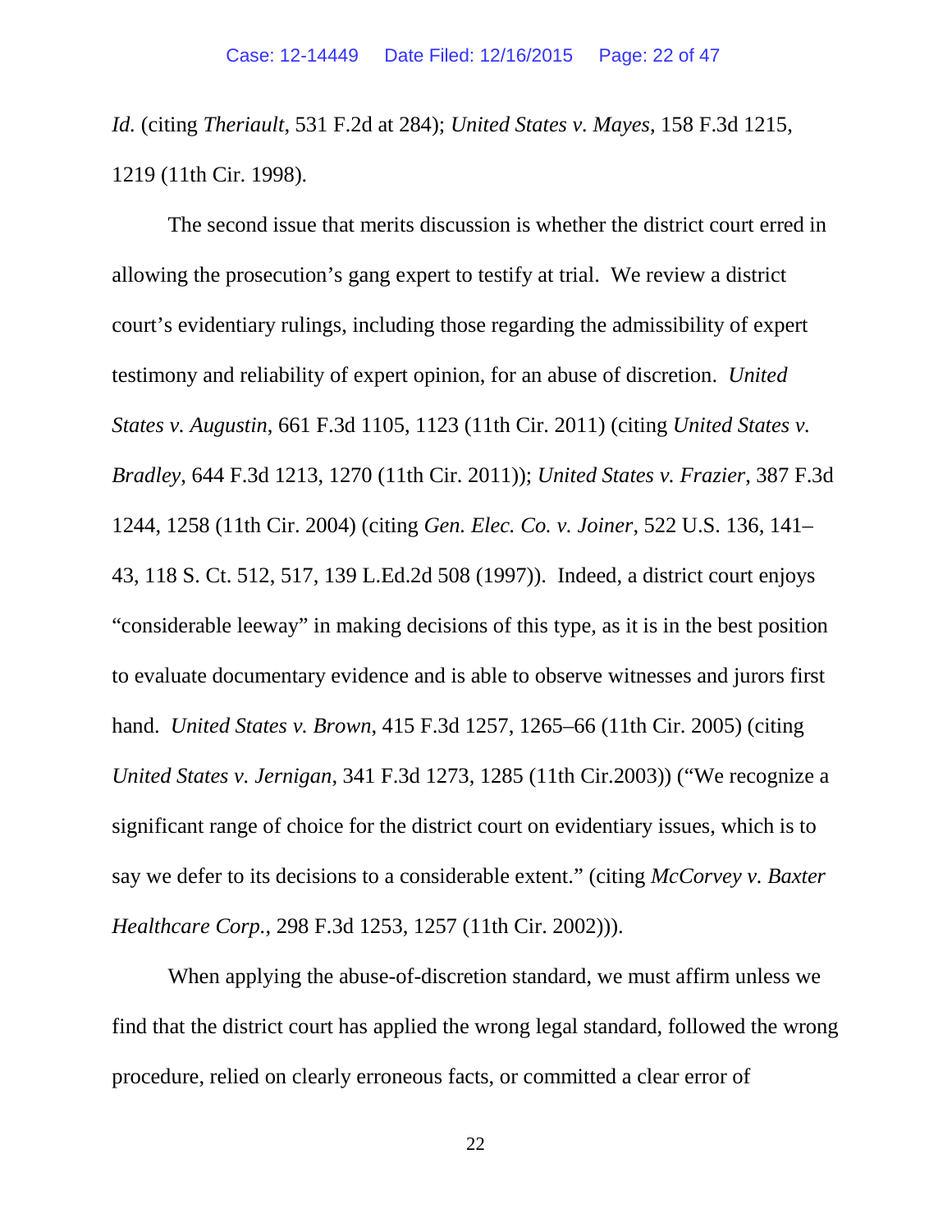*Id.* (citing *Theriault*, 531 F.2d at 284); *United States v. Mayes*, 158 F.3d 1215, 1219 (11th Cir. 1998).

The second issue that merits discussion is whether the district court erred in allowing the prosecution's gang expert to testify at trial. We review a district court's evidentiary rulings, including those regarding the admissibility of expert testimony and reliability of expert opinion, for an abuse of discretion. *United States v. Augustin*, 661 F.3d 1105, 1123 (11th Cir. 2011) (citing *United States v. Bradley*, 644 F.3d 1213, 1270 (11th Cir. 2011)); *United States v. Frazier*, 387 F.3d 1244, 1258 (11th Cir. 2004) (citing *Gen. Elec. Co. v. Joiner*, 522 U.S. 136, 141–43, 118 S. Ct. 512, 517, 139 L.Ed.2d 508 (1997)). Indeed, a district court enjoys "considerable leeway" in making decisions of this type, as it is in the best position to evaluate documentary evidence and is able to observe witnesses and jurors first hand. *United States v. Brown*, 415 F.3d 1257, 1265–66 (11th Cir. 2005) (citing *United States v. Jernigan*, 341 F.3d 1273, 1285 (11th Cir.2003)) ("We recognize a significant range of choice for the district court on evidentiary issues, which is to say we defer to its decisions to a considerable extent." (citing *McCorvey v. Baxter Healthcare Corp.*, 298 F.3d 1253, 1257 (11th Cir. 2002))).

When applying the abuse-of-discretion standard, we must affirm unless we find that the district court has applied the wrong legal standard, followed the wrong procedure, relied on clearly erroneous facts, or committed a clear error of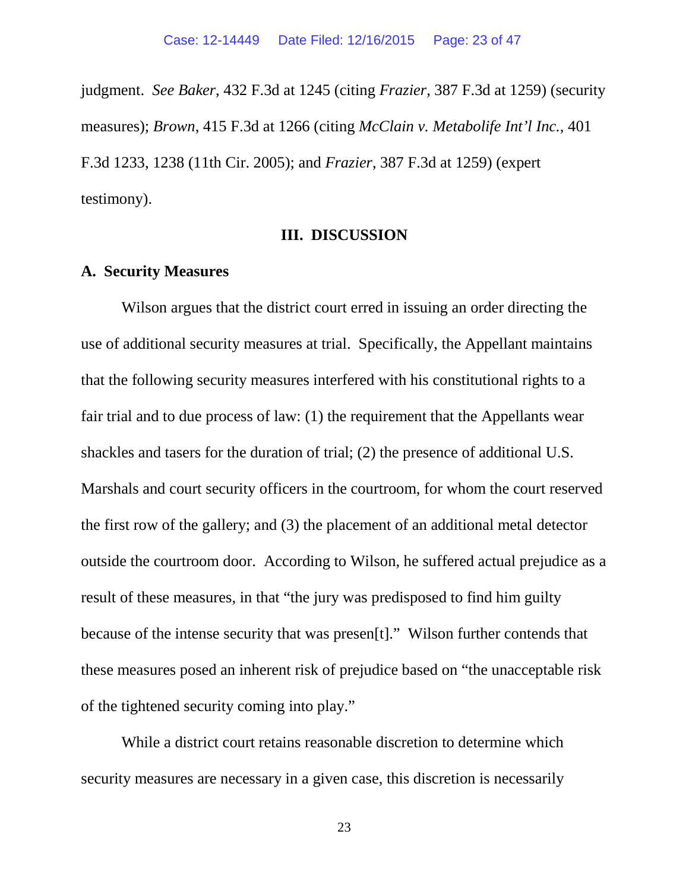judgment. *See Baker*, 432 F.3d at 1245 (citing *Frazier*, 387 F.3d at 1259) (security measures); *Brown*, 415 F.3d at 1266 (citing *McClain v. Metabolife Int'l Inc.*, 401 F.3d 1233, 1238 (11th Cir. 2005); and *Frazier*, 387 F.3d at 1259) (expert testimony).

## III. DISCUSSION

### A. Security Measures

Wilson argues that the district court erred in issuing an order directing the use of additional security measures at trial. Specifically, the Appellant maintains that the following security measures interfered with his constitutional rights to a fair trial and to due process of law: (1) the requirement that the Appellants wear shackles and tasers for the duration of trial; (2) the presence of additional U.S. Marshals and court security officers in the courtroom, for whom the court reserved the first row of the gallery; and (3) the placement of an additional metal detector outside the courtroom door. According to Wilson, he suffered actual prejudice as a result of these measures, in that "the jury was predisposed to find him guilty because of the intense security that was presen[t]." Wilson further contends that these measures posed an inherent risk of prejudice based on "the unacceptable risk of the tightened security coming into play."

While a district court retains reasonable discretion to determine which security measures are necessary in a given case, this discretion is necessarily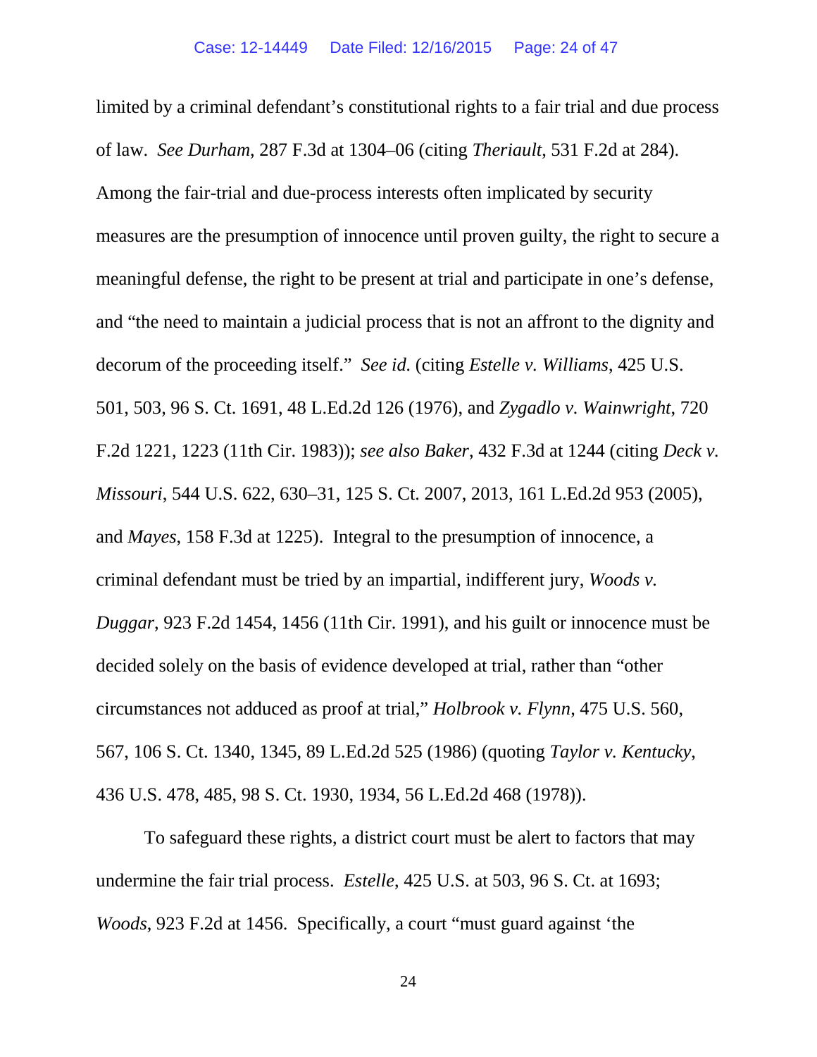limited by a criminal defendant's constitutional rights to a fair trial and due process of law. *See Durham*, 287 F.3d at 1304–06 (citing *Theriault*, 531 F.2d at 284). Among the fair-trial and due-process interests often implicated by security measures are the presumption of innocence until proven guilty, the right to secure a meaningful defense, the right to be present at trial and participate in one's defense, and "the need to maintain a judicial process that is not an affront to the dignity and decorum of the proceeding itself." *See id.* (citing *Estelle v. Williams*, 425 U.S. 501, 503, 96 S. Ct. 1691, 48 L.Ed.2d 126 (1976), and *Zygadlo v. Wainwright*, 720 F.2d 1221, 1223 (11th Cir. 1983)); *see also Baker*, 432 F.3d at 1244 (citing *Deck v. Missouri*, 544 U.S. 622, 630–31, 125 S. Ct. 2007, 2013, 161 L.Ed.2d 953 (2005), and *Mayes*, 158 F.3d at 1225). Integral to the presumption of innocence, a criminal defendant must be tried by an impartial, indifferent jury, *Woods v. Duggar*, 923 F.2d 1454, 1456 (11th Cir. 1991), and his guilt or innocence must be decided solely on the basis of evidence developed at trial, rather than "other circumstances not adduced as proof at trial," *Holbrook v. Flynn*, 475 U.S. 560, 567, 106 S. Ct. 1340, 1345, 89 L.Ed.2d 525 (1986) (quoting *Taylor v. Kentucky*, 436 U.S. 478, 485, 98 S. Ct. 1930, 1934, 56 L.Ed.2d 468 (1978)).

To safeguard these rights, a district court must be alert to factors that may undermine the fair trial process. *Estelle*, 425 U.S. at 503, 96 S. Ct. at 1693; *Woods*, 923 F.2d at 1456. Specifically, a court "must guard against 'the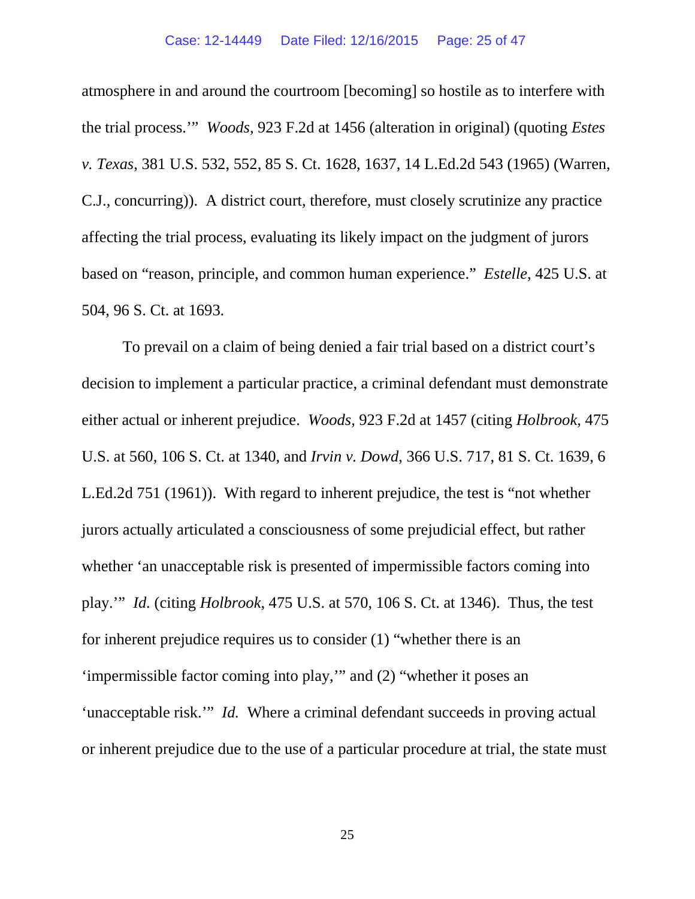atmosphere in and around the courtroom [becoming] so hostile as to interfere with the trial process.'" *Woods*, 923 F.2d at 1456 (alteration in original) (quoting *Estes v. Texas*, 381 U.S. 532, 552, 85 S. Ct. 1628, 1637, 14 L.Ed.2d 543 (1965) (Warren, C.J., concurring)). A district court, therefore, must closely scrutinize any practice affecting the trial process, evaluating its likely impact on the judgment of jurors based on "reason, principle, and common human experience." *Estelle*, 425 U.S. at 504, 96 S. Ct. at 1693.

To prevail on a claim of being denied a fair trial based on a district court's decision to implement a particular practice, a criminal defendant must demonstrate either actual or inherent prejudice. *Woods*, 923 F.2d at 1457 (citing *Holbrook*, 475 U.S. at 560, 106 S. Ct. at 1340, and *Irvin v. Dowd*, 366 U.S. 717, 81 S. Ct. 1639, 6 L.Ed.2d 751 (1961)). With regard to inherent prejudice, the test is "not whether jurors actually articulated a consciousness of some prejudicial effect, but rather whether 'an unacceptable risk is presented of impermissible factors coming into play.'" *Id.* (citing *Holbrook*, 475 U.S. at 570, 106 S. Ct. at 1346). Thus, the test for inherent prejudice requires us to consider (1) "whether there is an 'impermissible factor coming into play,'" and (2) "whether it poses an 'unacceptable risk.'" *Id.* Where a criminal defendant succeeds in proving actual or inherent prejudice due to the use of a particular procedure at trial, the state must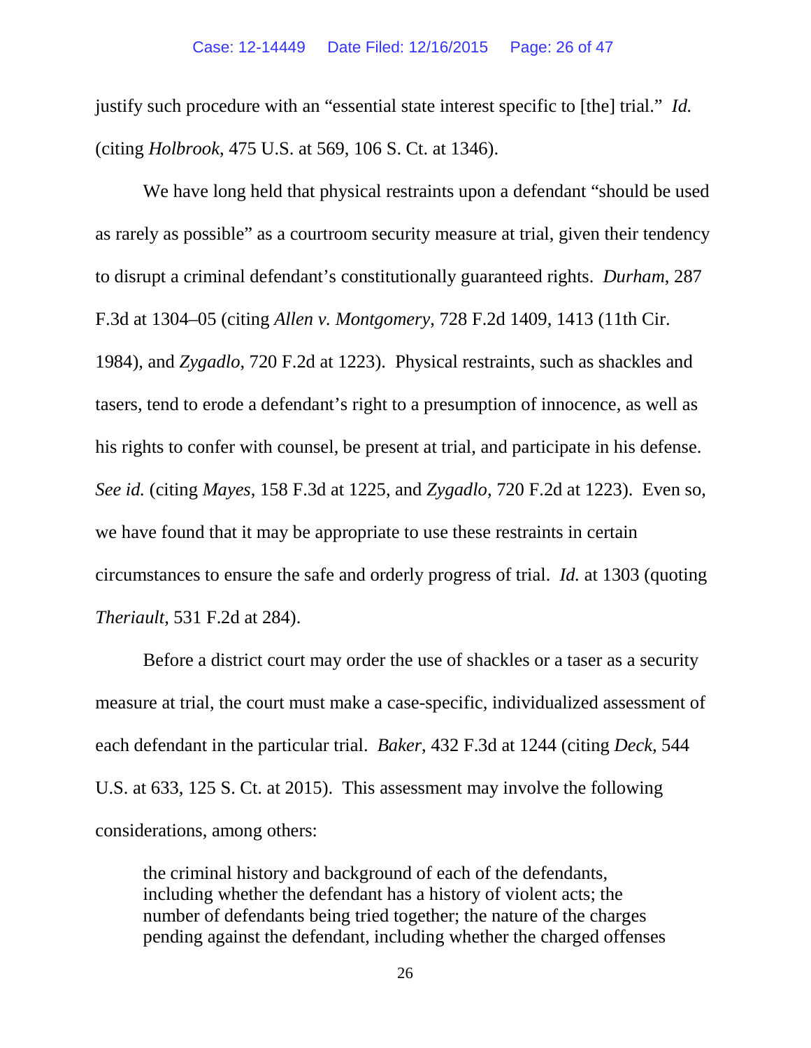justify such procedure with an "essential state interest specific to [the] trial." *Id.* (citing *Holbrook*, 475 U.S. at 569, 106 S. Ct. at 1346).

We have long held that physical restraints upon a defendant "should be used as rarely as possible" as a courtroom security measure at trial, given their tendency to disrupt a criminal defendant's constitutionally guaranteed rights. *Durham*, 287 F.3d at 1304–05 (citing *Allen v. Montgomery*, 728 F.2d 1409, 1413 (11th Cir. 1984), and *Zygadlo*, 720 F.2d at 1223). Physical restraints, such as shackles and tasers, tend to erode a defendant's right to a presumption of innocence, as well as his rights to confer with counsel, be present at trial, and participate in his defense. *See id.* (citing *Mayes*, 158 F.3d at 1225, and *Zygadlo*, 720 F.2d at 1223). Even so, we have found that it may be appropriate to use these restraints in certain circumstances to ensure the safe and orderly progress of trial. *Id.* at 1303 (quoting *Theriault*, 531 F.2d at 284).

Before a district court may order the use of shackles or a taser as a security measure at trial, the court must make a case-specific, individualized assessment of each defendant in the particular trial. *Baker*, 432 F.3d at 1244 (citing *Deck*, 544 U.S. at 633, 125 S. Ct. at 2015). This assessment may involve the following considerations, among others:

> the criminal history and background of each of the defendants, including whether the defendant has a history of violent acts; the number of defendants being tried together; the nature of the charges pending against the defendant, including whether the charged offenses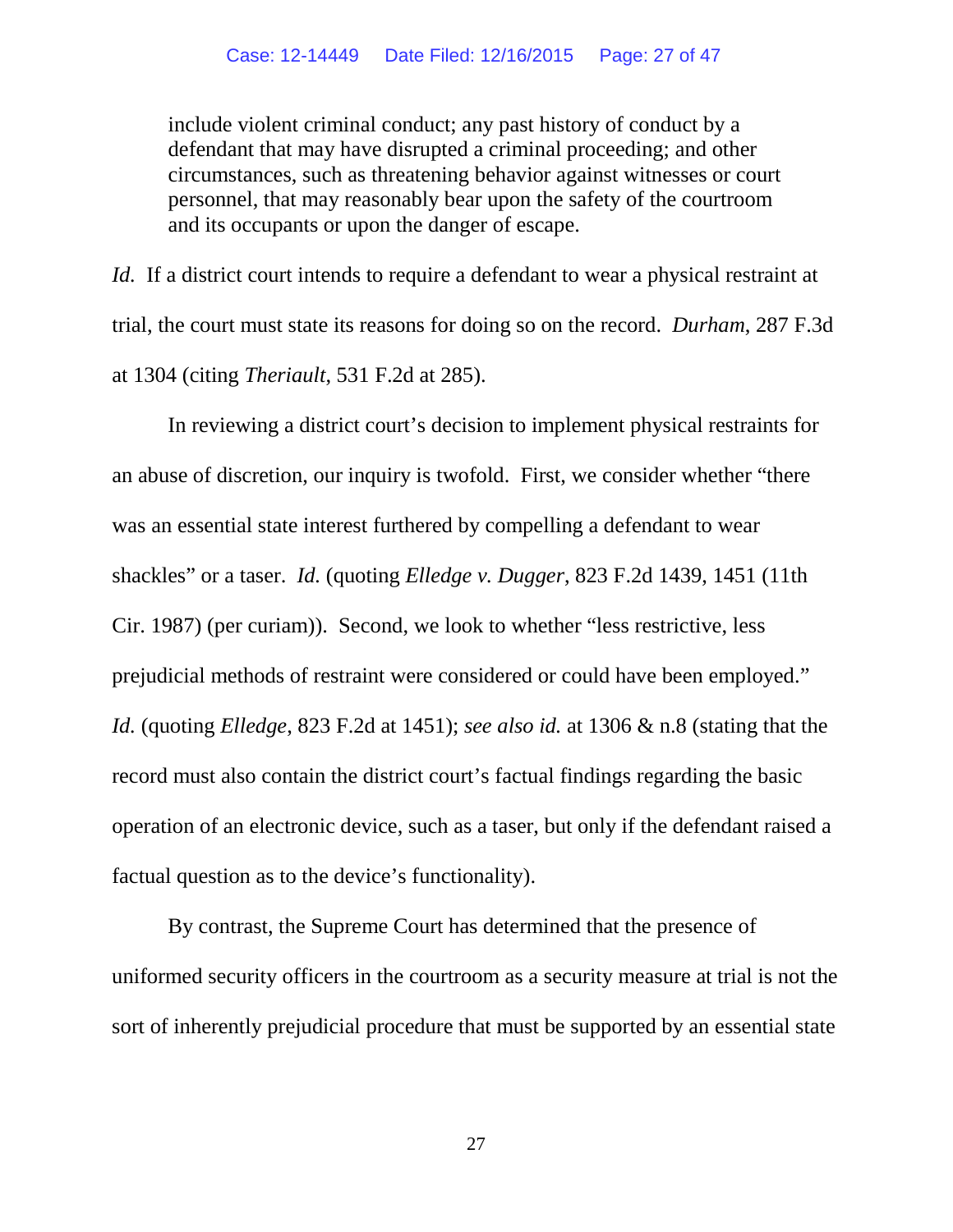> include violent criminal conduct; any past history of conduct by a defendant that may have disrupted a criminal proceeding; and other circumstances, such as threatening behavior against witnesses or court personnel, that may reasonably bear upon the safety of the courtroom and its occupants or upon the danger of escape.

*Id.* If a district court intends to require a defendant to wear a physical restraint at trial, the court must state its reasons for doing so on the record. *Durham*, 287 F.3d at 1304 (citing *Theriault*, 531 F.2d at 285).

In reviewing a district court's decision to implement physical restraints for an abuse of discretion, our inquiry is twofold. First, we consider whether "there was an essential state interest furthered by compelling a defendant to wear shackles" or a taser. *Id.* (quoting *Elledge v. Dugger*, 823 F.2d 1439, 1451 (11th Cir. 1987) (per curiam)). Second, we look to whether "less restrictive, less prejudicial methods of restraint were considered or could have been employed." *Id.* (quoting *Elledge*, 823 F.2d at 1451); *see also id.* at 1306 & n.8 (stating that the record must also contain the district court's factual findings regarding the basic operation of an electronic device, such as a taser, but only if the defendant raised a factual question as to the device's functionality).

By contrast, the Supreme Court has determined that the presence of uniformed security officers in the courtroom as a security measure at trial is not the sort of inherently prejudicial procedure that must be supported by an essential state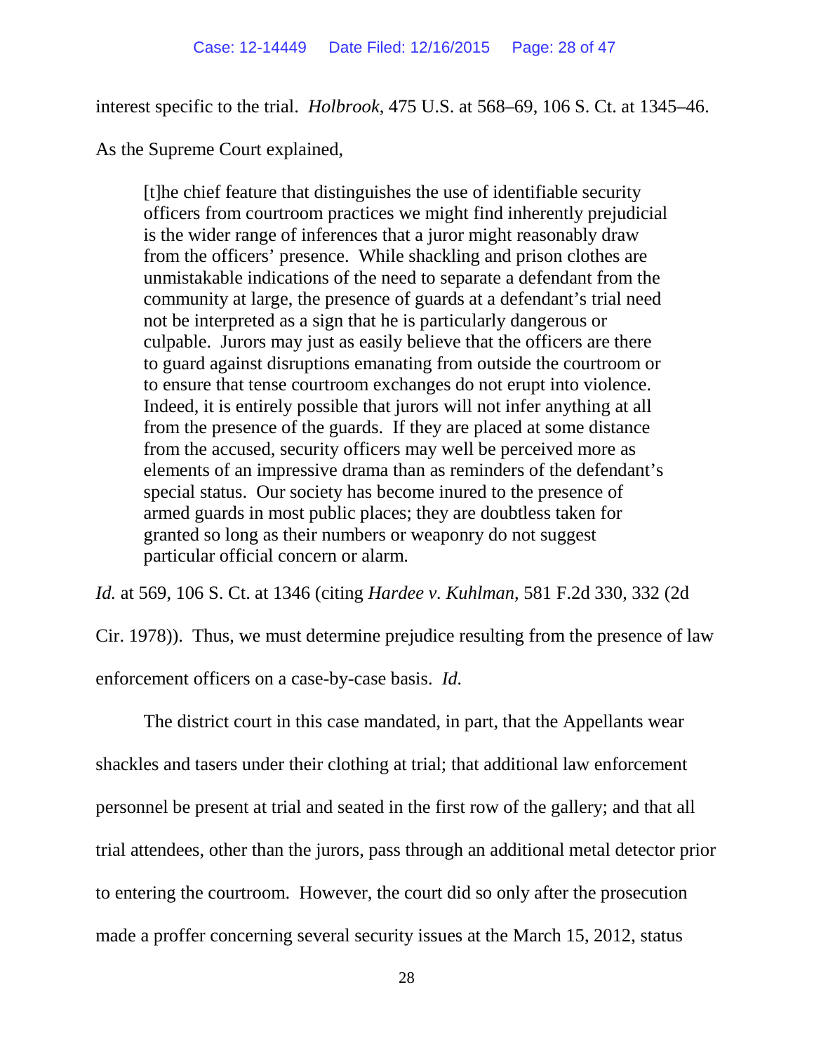interest specific to the trial. *Holbrook*, 475 U.S. at 568–69, 106 S. Ct. at 1345–46. As the Supreme Court explained,

> [t]he chief feature that distinguishes the use of identifiable security officers from courtroom practices we might find inherently prejudicial is the wider range of inferences that a juror might reasonably draw from the officers' presence. While shackling and prison clothes are unmistakable indications of the need to separate a defendant from the community at large, the presence of guards at a defendant's trial need not be interpreted as a sign that he is particularly dangerous or culpable. Jurors may just as easily believe that the officers are there to guard against disruptions emanating from outside the courtroom or to ensure that tense courtroom exchanges do not erupt into violence. Indeed, it is entirely possible that jurors will not infer anything at all from the presence of the guards. If they are placed at some distance from the accused, security officers may well be perceived more as elements of an impressive drama than as reminders of the defendant's special status. Our society has become inured to the presence of armed guards in most public places; they are doubtless taken for granted so long as their numbers or weaponry do not suggest particular official concern or alarm.

*Id.* at 569, 106 S. Ct. at 1346 (citing *Hardee v. Kuhlman*, 581 F.2d 330, 332 (2d Cir. 1978)). Thus, we must determine prejudice resulting from the presence of law enforcement officers on a case-by-case basis. *Id.*

The district court in this case mandated, in part, that the Appellants wear shackles and tasers under their clothing at trial; that additional law enforcement personnel be present at trial and seated in the first row of the gallery; and that all trial attendees, other than the jurors, pass through an additional metal detector prior to entering the courtroom. However, the court did so only after the prosecution made a proffer concerning several security issues at the March 15, 2012, status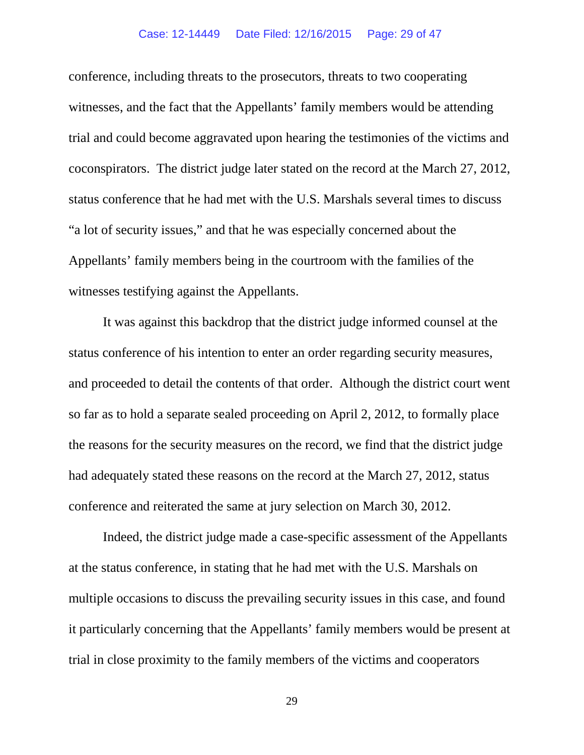conference, including threats to the prosecutors, threats to two cooperating witnesses, and the fact that the Appellants' family members would be attending trial and could become aggravated upon hearing the testimonies of the victims and coconspirators. The district judge later stated on the record at the March 27, 2012, status conference that he had met with the U.S. Marshals several times to discuss "a lot of security issues," and that he was especially concerned about the Appellants' family members being in the courtroom with the families of the witnesses testifying against the Appellants.

It was against this backdrop that the district judge informed counsel at the status conference of his intention to enter an order regarding security measures, and proceeded to detail the contents of that order. Although the district court went so far as to hold a separate sealed proceeding on April 2, 2012, to formally place the reasons for the security measures on the record, we find that the district judge had adequately stated these reasons on the record at the March 27, 2012, status conference and reiterated the same at jury selection on March 30, 2012.

Indeed, the district judge made a case-specific assessment of the Appellants at the status conference, in stating that he had met with the U.S. Marshals on multiple occasions to discuss the prevailing security issues in this case, and found it particularly concerning that the Appellants' family members would be present at trial in close proximity to the family members of the victims and cooperators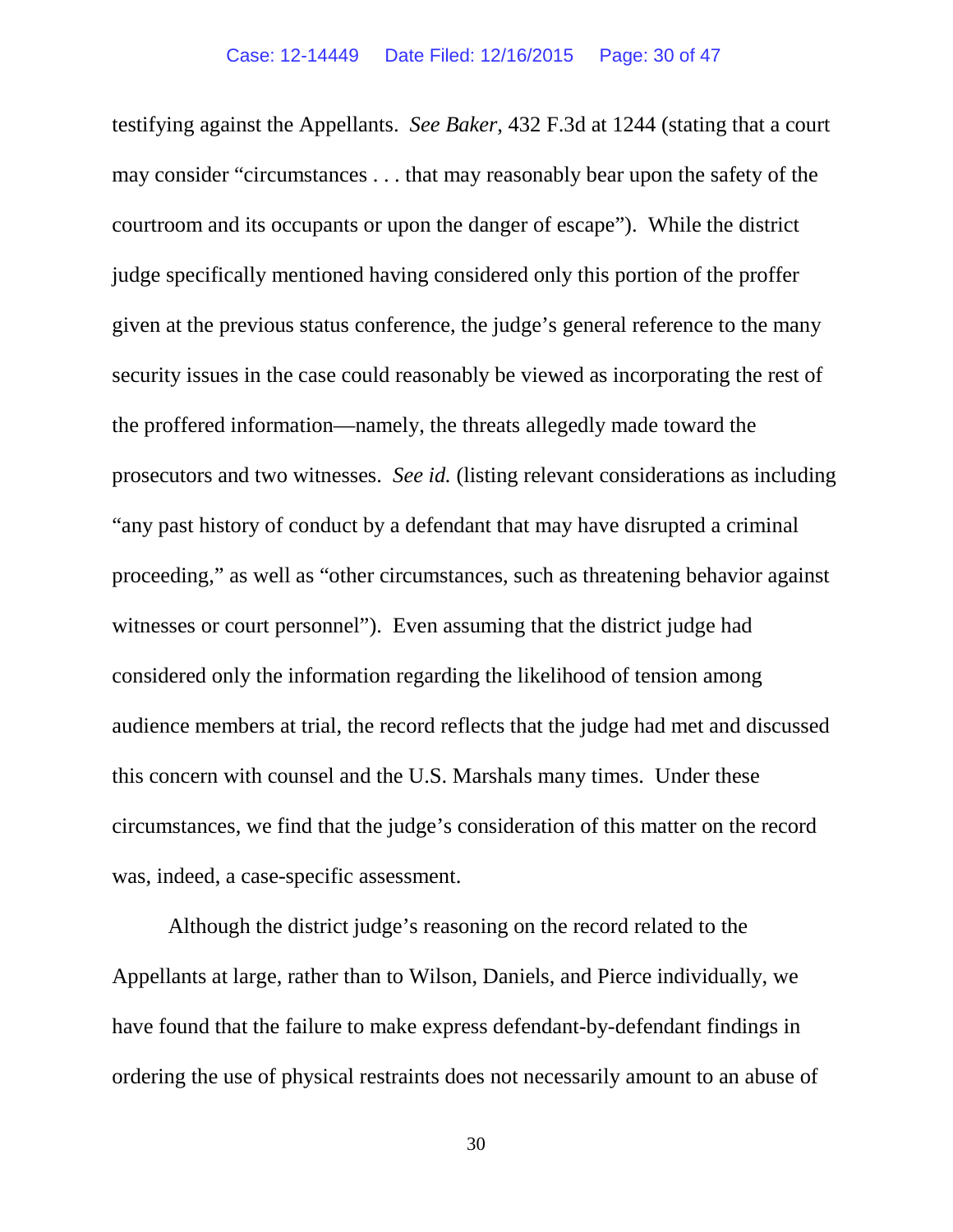testifying against the Appellants. *See Baker*, 432 F.3d at 1244 (stating that a court may consider "circumstances . . . that may reasonably bear upon the safety of the courtroom and its occupants or upon the danger of escape"). While the district judge specifically mentioned having considered only this portion of the proffer given at the previous status conference, the judge's general reference to the many security issues in the case could reasonably be viewed as incorporating the rest of the proffered information—namely, the threats allegedly made toward the prosecutors and two witnesses. *See id.* (listing relevant considerations as including "any past history of conduct by a defendant that may have disrupted a criminal proceeding," as well as "other circumstances, such as threatening behavior against witnesses or court personnel"). Even assuming that the district judge had considered only the information regarding the likelihood of tension among audience members at trial, the record reflects that the judge had met and discussed this concern with counsel and the U.S. Marshals many times. Under these circumstances, we find that the judge's consideration of this matter on the record was, indeed, a case-specific assessment.

Although the district judge's reasoning on the record related to the Appellants at large, rather than to Wilson, Daniels, and Pierce individually, we have found that the failure to make express defendant-by-defendant findings in ordering the use of physical restraints does not necessarily amount to an abuse of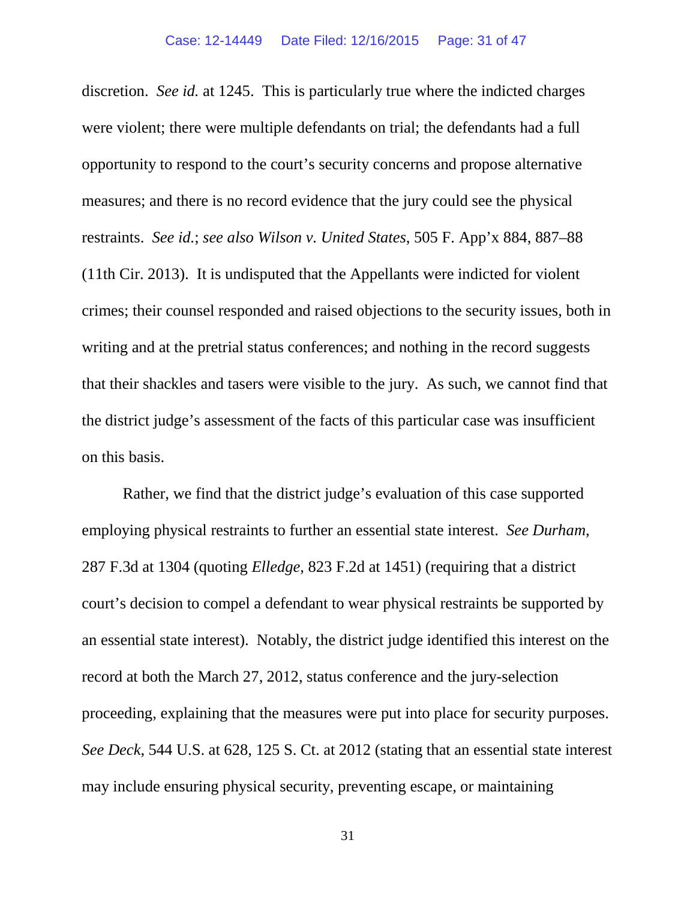discretion. *See id.* at 1245. This is particularly true where the indicted charges were violent; there were multiple defendants on trial; the defendants had a full opportunity to respond to the court's security concerns and propose alternative measures; and there is no record evidence that the jury could see the physical restraints. *See id.*; *see also Wilson v. United States*, 505 F. App'x 884, 887–88 (11th Cir. 2013). It is undisputed that the Appellants were indicted for violent crimes; their counsel responded and raised objections to the security issues, both in writing and at the pretrial status conferences; and nothing in the record suggests that their shackles and tasers were visible to the jury. As such, we cannot find that the district judge's assessment of the facts of this particular case was insufficient on this basis.

Rather, we find that the district judge's evaluation of this case supported employing physical restraints to further an essential state interest. *See Durham*, 287 F.3d at 1304 (quoting *Elledge*, 823 F.2d at 1451) (requiring that a district court's decision to compel a defendant to wear physical restraints be supported by an essential state interest). Notably, the district judge identified this interest on the record at both the March 27, 2012, status conference and the jury-selection proceeding, explaining that the measures were put into place for security purposes. *See Deck*, 544 U.S. at 628, 125 S. Ct. at 2012 (stating that an essential state interest may include ensuring physical security, preventing escape, or maintaining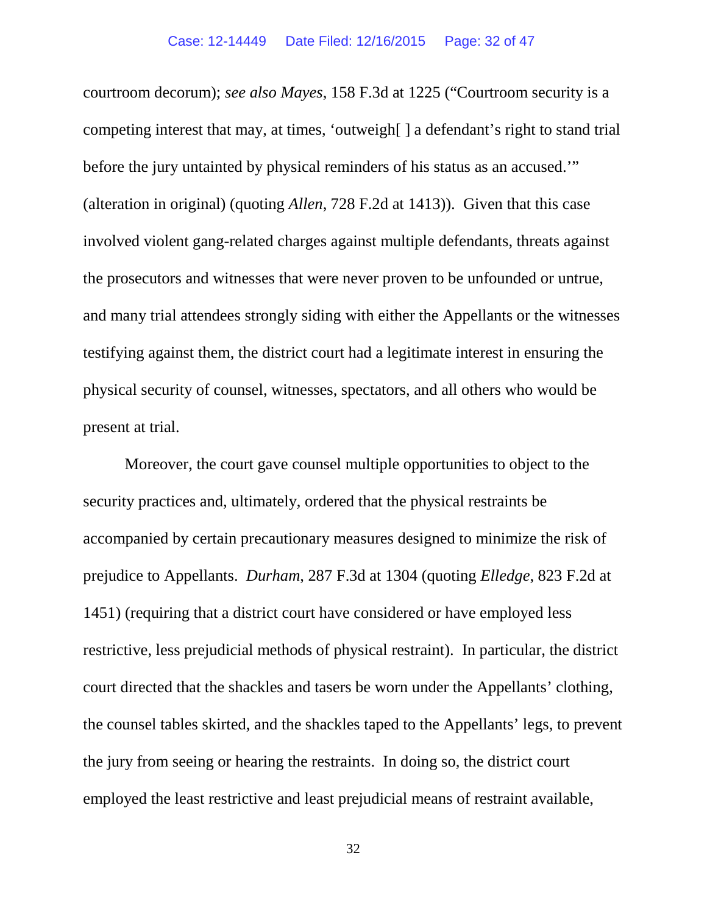courtroom decorum); *see also Mayes*, 158 F.3d at 1225 ("Courtroom security is a competing interest that may, at times, 'outweigh[ ] a defendant's right to stand trial before the jury untainted by physical reminders of his status as an accused.'" (alteration in original) (quoting *Allen*, 728 F.2d at 1413)). Given that this case involved violent gang-related charges against multiple defendants, threats against the prosecutors and witnesses that were never proven to be unfounded or untrue, and many trial attendees strongly siding with either the Appellants or the witnesses testifying against them, the district court had a legitimate interest in ensuring the physical security of counsel, witnesses, spectators, and all others who would be present at trial.

Moreover, the court gave counsel multiple opportunities to object to the security practices and, ultimately, ordered that the physical restraints be accompanied by certain precautionary measures designed to minimize the risk of prejudice to Appellants. *Durham*, 287 F.3d at 1304 (quoting *Elledge*, 823 F.2d at 1451) (requiring that a district court have considered or have employed less restrictive, less prejudicial methods of physical restraint). In particular, the district court directed that the shackles and tasers be worn under the Appellants' clothing, the counsel tables skirted, and the shackles taped to the Appellants' legs, to prevent the jury from seeing or hearing the restraints. In doing so, the district court employed the least restrictive and least prejudicial means of restraint available,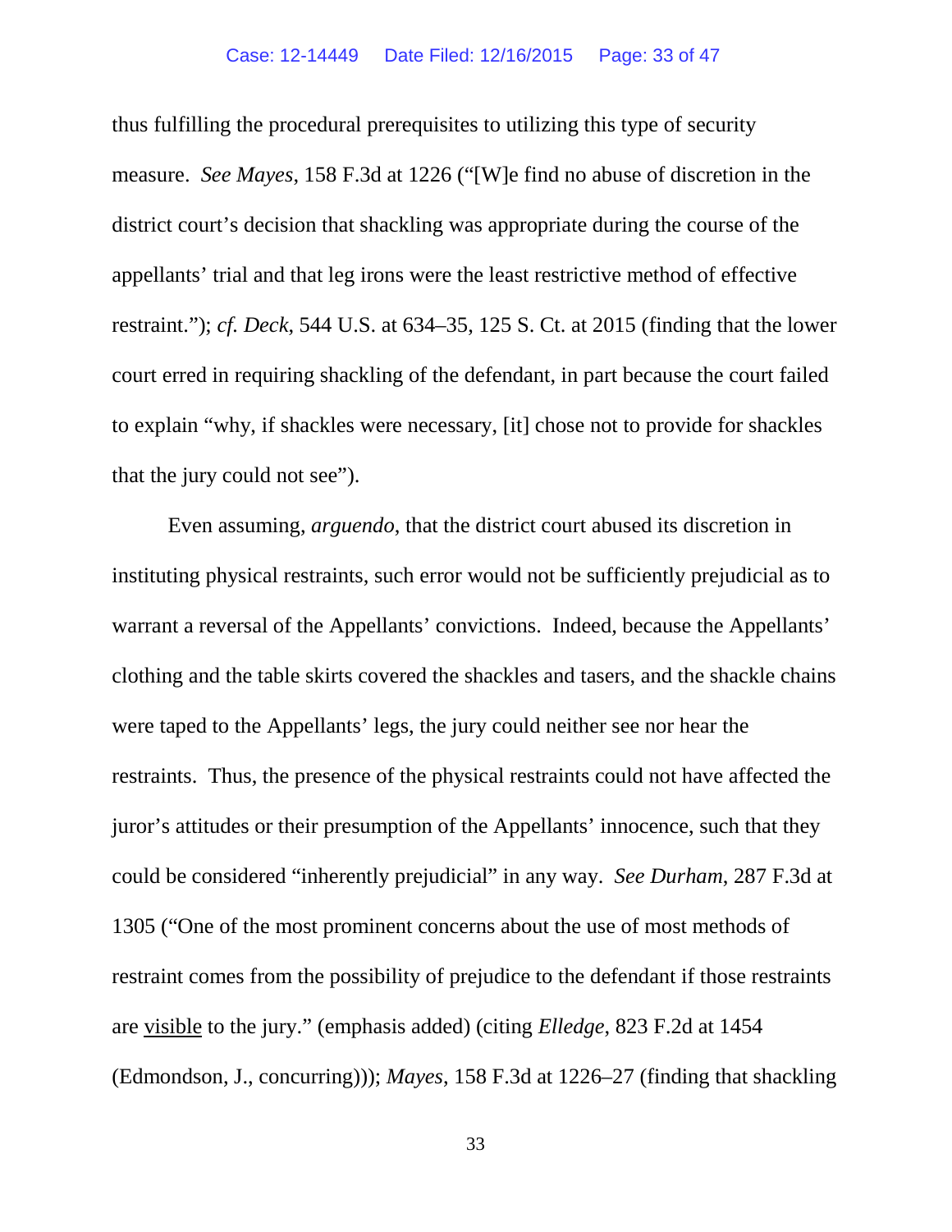thus fulfilling the procedural prerequisites to utilizing this type of security measure. *See Mayes*, 158 F.3d at 1226 ("[W]e find no abuse of discretion in the district court's decision that shackling was appropriate during the course of the appellants' trial and that leg irons were the least restrictive method of effective restraint."); *cf. Deck*, 544 U.S. at 634–35, 125 S. Ct. at 2015 (finding that the lower court erred in requiring shackling of the defendant, in part because the court failed to explain "why, if shackles were necessary, [it] chose not to provide for shackles that the jury could not see").

Even assuming, *arguendo*, that the district court abused its discretion in instituting physical restraints, such error would not be sufficiently prejudicial as to warrant a reversal of the Appellants' convictions. Indeed, because the Appellants' clothing and the table skirts covered the shackles and tasers, and the shackle chains were taped to the Appellants' legs, the jury could neither see nor hear the restraints. Thus, the presence of the physical restraints could not have affected the juror's attitudes or their presumption of the Appellants' innocence, such that they could be considered "inherently prejudicial" in any way. *See Durham*, 287 F.3d at 1305 ("One of the most prominent concerns about the use of most methods of restraint comes from the possibility of prejudice to the defendant if those restraints are <u>visible</u> to the jury." (emphasis added) (citing *Elledge*, 823 F.2d at 1454 (Edmondson, J., concurring))); *Mayes*, 158 F.3d at 1226–27 (finding that shackling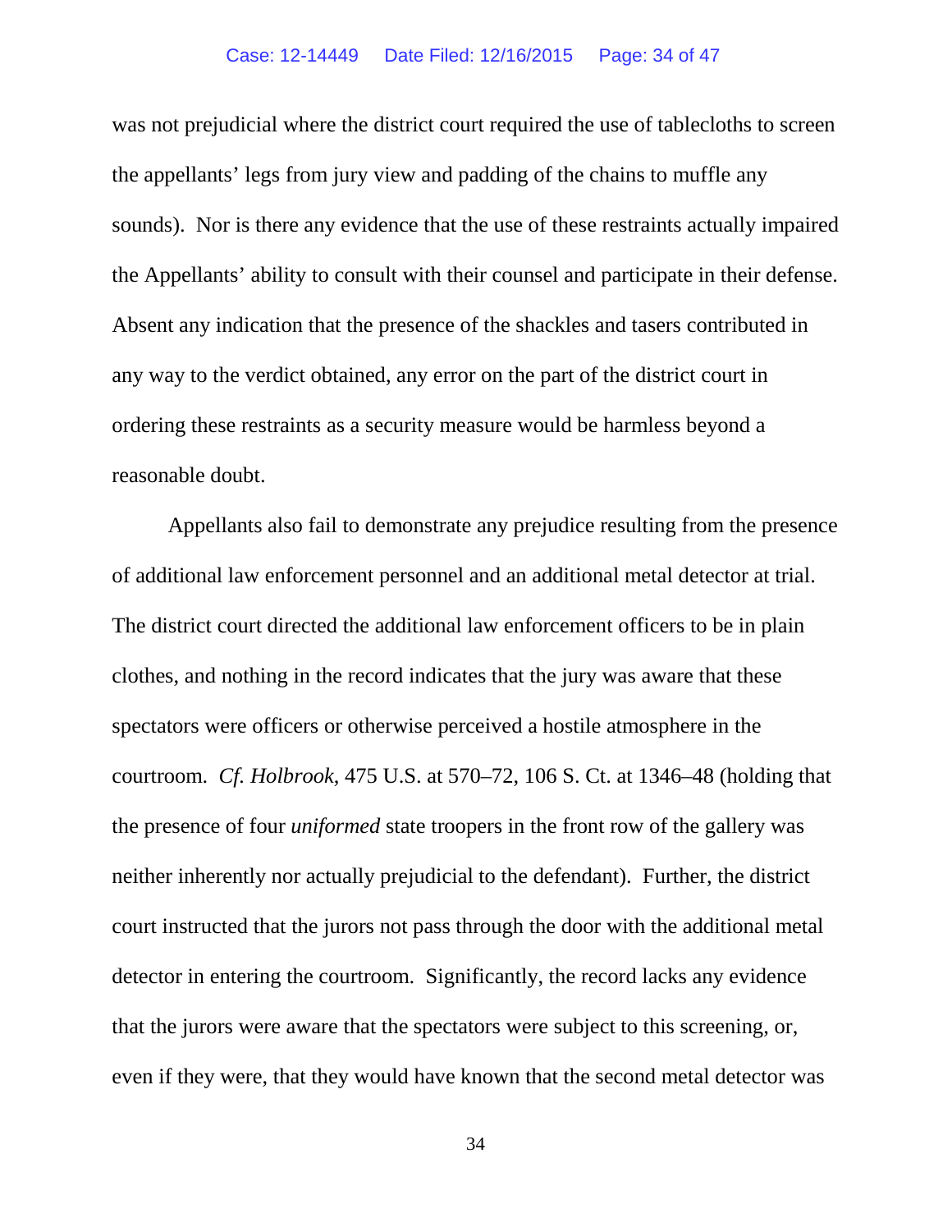was not prejudicial where the district court required the use of tablecloths to screen the appellants' legs from jury view and padding of the chains to muffle any sounds). Nor is there any evidence that the use of these restraints actually impaired the Appellants' ability to consult with their counsel and participate in their defense. Absent any indication that the presence of the shackles and tasers contributed in any way to the verdict obtained, any error on the part of the district court in ordering these restraints as a security measure would be harmless beyond a reasonable doubt.

Appellants also fail to demonstrate any prejudice resulting from the presence of additional law enforcement personnel and an additional metal detector at trial. The district court directed the additional law enforcement officers to be in plain clothes, and nothing in the record indicates that the jury was aware that these spectators were officers or otherwise perceived a hostile atmosphere in the courtroom. *Cf. Holbrook*, 475 U.S. at 570–72, 106 S. Ct. at 1346–48 (holding that the presence of four *uniformed* state troopers in the front row of the gallery was neither inherently nor actually prejudicial to the defendant). Further, the district court instructed that the jurors not pass through the door with the additional metal detector in entering the courtroom. Significantly, the record lacks any evidence that the jurors were aware that the spectators were subject to this screening, or, even if they were, that they would have known that the second metal detector was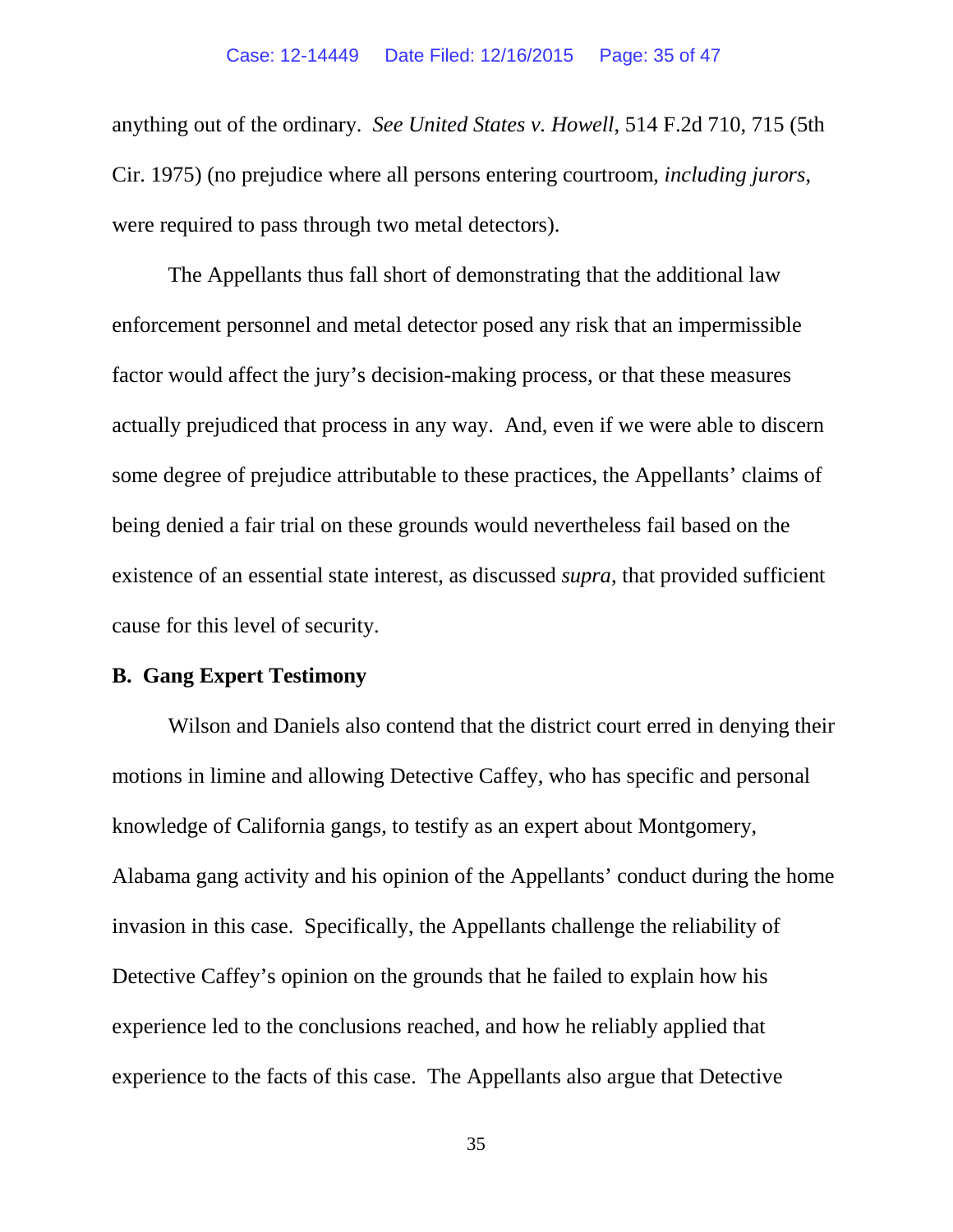anything out of the ordinary. *See United States v. Howell*, 514 F.2d 710, 715 (5th Cir. 1975) (no prejudice where all persons entering courtroom, *including jurors*, were required to pass through two metal detectors).

The Appellants thus fall short of demonstrating that the additional law enforcement personnel and metal detector posed any risk that an impermissible factor would affect the jury's decision-making process, or that these measures actually prejudiced that process in any way. And, even if we were able to discern some degree of prejudice attributable to these practices, the Appellants' claims of being denied a fair trial on these grounds would nevertheless fail based on the existence of an essential state interest, as discussed *supra*, that provided sufficient cause for this level of security.

**B. Gang Expert Testimony**

Wilson and Daniels also contend that the district court erred in denying their motions in limine and allowing Detective Caffey, who has specific and personal knowledge of California gangs, to testify as an expert about Montgomery, Alabama gang activity and his opinion of the Appellants' conduct during the home invasion in this case. Specifically, the Appellants challenge the reliability of Detective Caffey's opinion on the grounds that he failed to explain how his experience led to the conclusions reached, and how he reliably applied that experience to the facts of this case. The Appellants also argue that Detective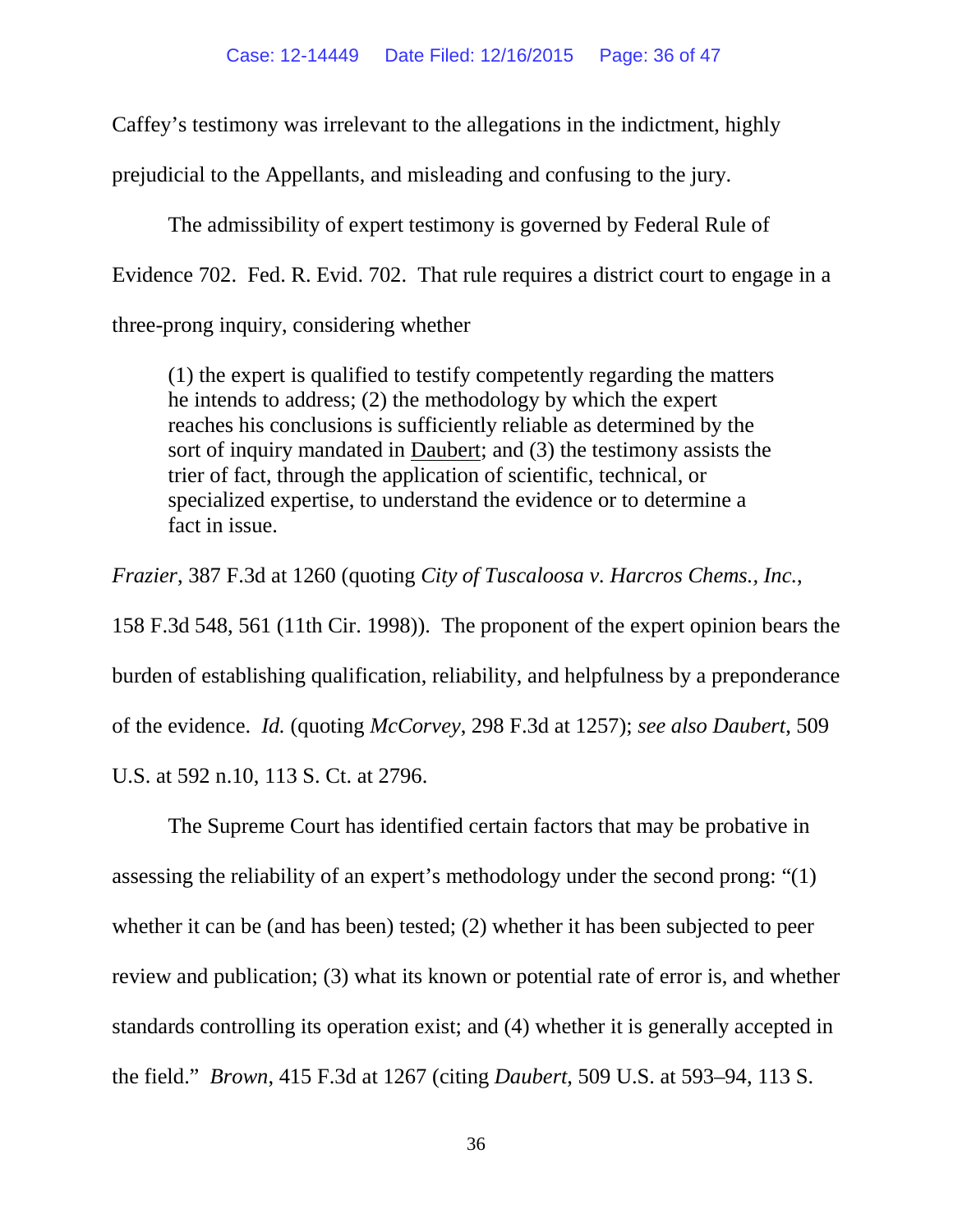Caffey's testimony was irrelevant to the allegations in the indictment, highly prejudicial to the Appellants, and misleading and confusing to the jury.

The admissibility of expert testimony is governed by Federal Rule of Evidence 702. Fed. R. Evid. 702. That rule requires a district court to engage in a three-prong inquiry, considering whether

> (1) the expert is qualified to testify competently regarding the matters he intends to address; (2) the methodology by which the expert reaches his conclusions is sufficiently reliable as determined by the sort of inquiry mandated in Daubert; and (3) the testimony assists the trier of fact, through the application of scientific, technical, or specialized expertise, to understand the evidence or to determine a fact in issue.

*Frazier*, 387 F.3d at 1260 (quoting *City of Tuscaloosa v. Harcros Chems., Inc.*, 158 F.3d 548, 561 (11th Cir. 1998)). The proponent of the expert opinion bears the burden of establishing qualification, reliability, and helpfulness by a preponderance of the evidence. *Id.* (quoting *McCorvey*, 298 F.3d at 1257); *see also Daubert*, 509 U.S. at 592 n.10, 113 S. Ct. at 2796.

The Supreme Court has identified certain factors that may be probative in assessing the reliability of an expert's methodology under the second prong: "(1) whether it can be (and has been) tested; (2) whether it has been subjected to peer review and publication; (3) what its known or potential rate of error is, and whether standards controlling its operation exist; and (4) whether it is generally accepted in the field." *Brown*, 415 F.3d at 1267 (citing *Daubert*, 509 U.S. at 593–94, 113 S.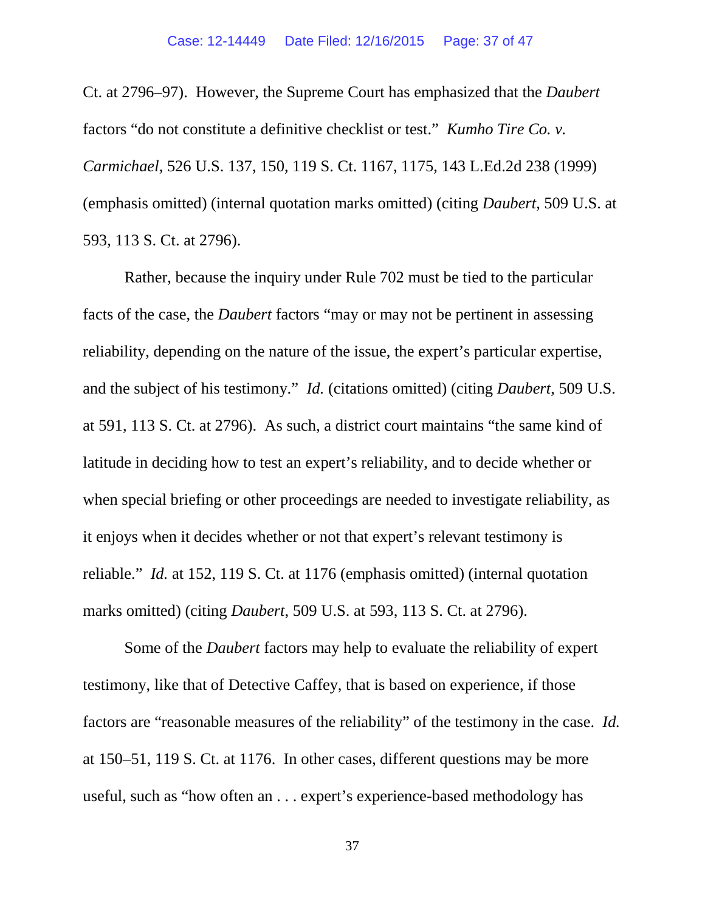Ct. at 2796–97). However, the Supreme Court has emphasized that the *Daubert* factors "do not constitute a definitive checklist or test." *Kumho Tire Co. v. Carmichael*, 526 U.S. 137, 150, 119 S. Ct. 1167, 1175, 143 L.Ed.2d 238 (1999) (emphasis omitted) (internal quotation marks omitted) (citing *Daubert*, 509 U.S. at 593, 113 S. Ct. at 2796).

Rather, because the inquiry under Rule 702 must be tied to the particular facts of the case, the *Daubert* factors "may or may not be pertinent in assessing reliability, depending on the nature of the issue, the expert's particular expertise, and the subject of his testimony." *Id.* (citations omitted) (citing *Daubert*, 509 U.S. at 591, 113 S. Ct. at 2796). As such, a district court maintains "the same kind of latitude in deciding how to test an expert's reliability, and to decide whether or when special briefing or other proceedings are needed to investigate reliability, as it enjoys when it decides whether or not that expert's relevant testimony is reliable." *Id.* at 152, 119 S. Ct. at 1176 (emphasis omitted) (internal quotation marks omitted) (citing *Daubert*, 509 U.S. at 593, 113 S. Ct. at 2796).

Some of the *Daubert* factors may help to evaluate the reliability of expert testimony, like that of Detective Caffey, that is based on experience, if those factors are "reasonable measures of the reliability" of the testimony in the case. *Id.* at 150–51, 119 S. Ct. at 1176. In other cases, different questions may be more useful, such as "how often an . . . expert's experience-based methodology has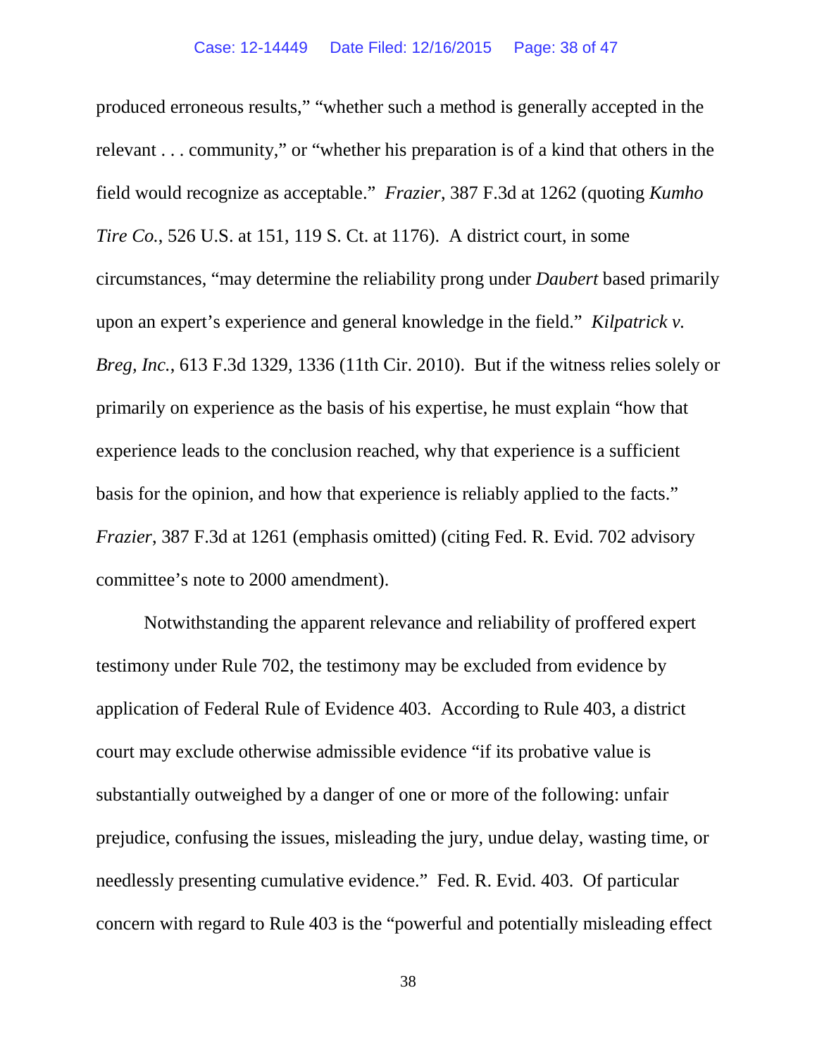produced erroneous results," "whether such a method is generally accepted in the relevant . . . community," or "whether his preparation is of a kind that others in the field would recognize as acceptable." *Frazier*, 387 F.3d at 1262 (quoting *Kumho Tire Co.*, 526 U.S. at 151, 119 S. Ct. at 1176). A district court, in some circumstances, "may determine the reliability prong under *Daubert* based primarily upon an expert's experience and general knowledge in the field." *Kilpatrick v. Breg, Inc.*, 613 F.3d 1329, 1336 (11th Cir. 2010). But if the witness relies solely or primarily on experience as the basis of his expertise, he must explain "how that experience leads to the conclusion reached, why that experience is a sufficient basis for the opinion, and how that experience is reliably applied to the facts." *Frazier*, 387 F.3d at 1261 (emphasis omitted) (citing Fed. R. Evid. 702 advisory committee's note to 2000 amendment).

Notwithstanding the apparent relevance and reliability of proffered expert testimony under Rule 702, the testimony may be excluded from evidence by application of Federal Rule of Evidence 403. According to Rule 403, a district court may exclude otherwise admissible evidence "if its probative value is substantially outweighed by a danger of one or more of the following: unfair prejudice, confusing the issues, misleading the jury, undue delay, wasting time, or needlessly presenting cumulative evidence." Fed. R. Evid. 403. Of particular concern with regard to Rule 403 is the "powerful and potentially misleading effect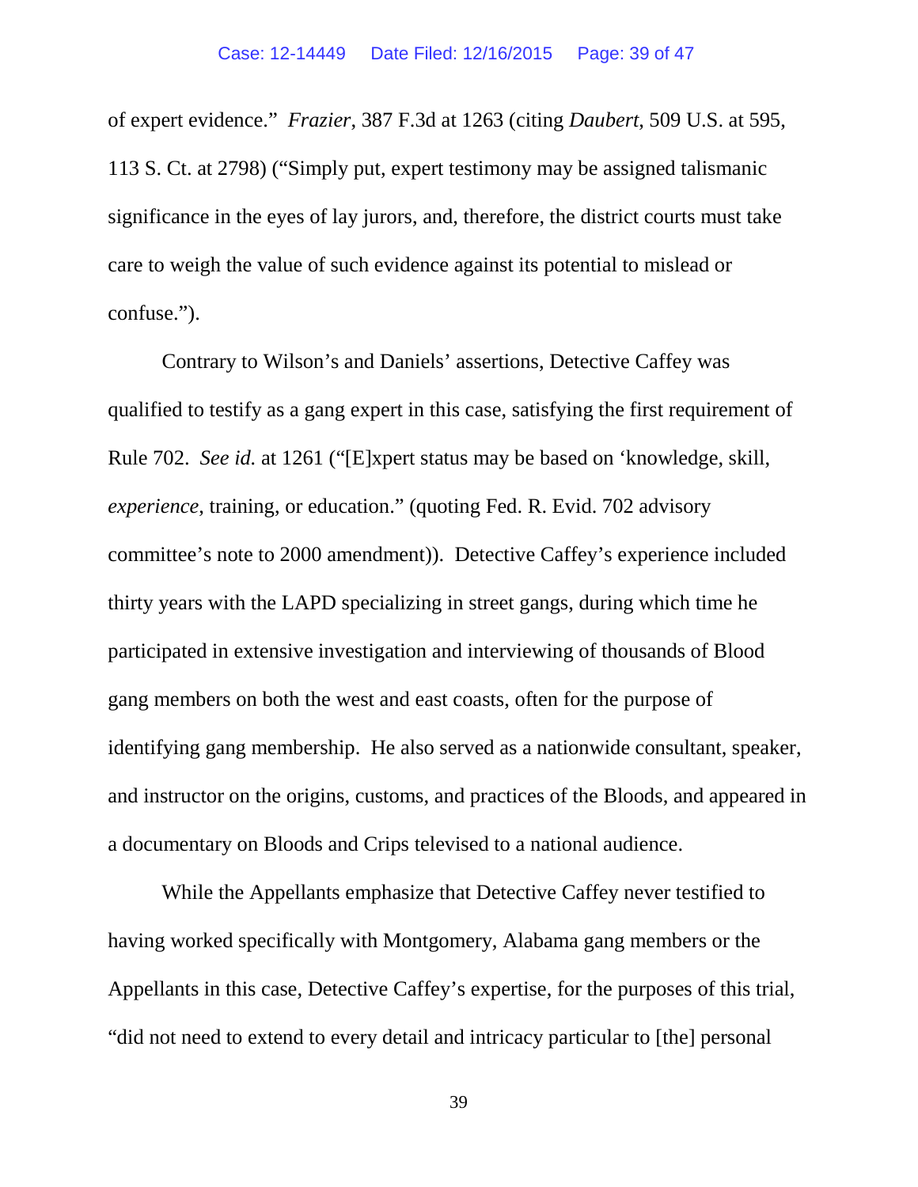of expert evidence." *Frazier*, 387 F.3d at 1263 (citing *Daubert*, 509 U.S. at 595, 113 S. Ct. at 2798) ("Simply put, expert testimony may be assigned talismanic significance in the eyes of lay jurors, and, therefore, the district courts must take care to weigh the value of such evidence against its potential to mislead or confuse.").

Contrary to Wilson's and Daniels' assertions, Detective Caffey was qualified to testify as a gang expert in this case, satisfying the first requirement of Rule 702. *See id.* at 1261 ("[E]xpert status may be based on 'knowledge, skill, *experience*, training, or education." (quoting Fed. R. Evid. 702 advisory committee's note to 2000 amendment)). Detective Caffey's experience included thirty years with the LAPD specializing in street gangs, during which time he participated in extensive investigation and interviewing of thousands of Blood gang members on both the west and east coasts, often for the purpose of identifying gang membership. He also served as a nationwide consultant, speaker, and instructor on the origins, customs, and practices of the Bloods, and appeared in a documentary on Bloods and Crips televised to a national audience.

While the Appellants emphasize that Detective Caffey never testified to having worked specifically with Montgomery, Alabama gang members or the Appellants in this case, Detective Caffey's expertise, for the purposes of this trial, "did not need to extend to every detail and intricacy particular to [the] personal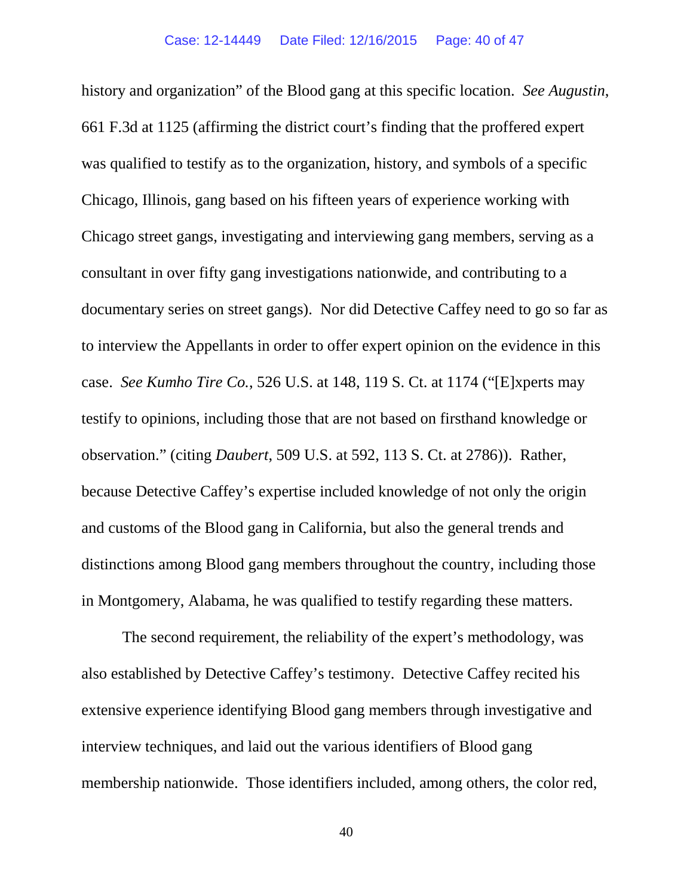history and organization" of the Blood gang at this specific location. *See Augustin*, 661 F.3d at 1125 (affirming the district court's finding that the proffered expert was qualified to testify as to the organization, history, and symbols of a specific Chicago, Illinois, gang based on his fifteen years of experience working with Chicago street gangs, investigating and interviewing gang members, serving as a consultant in over fifty gang investigations nationwide, and contributing to a documentary series on street gangs). Nor did Detective Caffey need to go so far as to interview the Appellants in order to offer expert opinion on the evidence in this case. *See Kumho Tire Co.*, 526 U.S. at 148, 119 S. Ct. at 1174 ("[E]xperts may testify to opinions, including those that are not based on firsthand knowledge or observation." (citing *Daubert*, 509 U.S. at 592, 113 S. Ct. at 2786)). Rather, because Detective Caffey's expertise included knowledge of not only the origin and customs of the Blood gang in California, but also the general trends and distinctions among Blood gang members throughout the country, including those in Montgomery, Alabama, he was qualified to testify regarding these matters.

The second requirement, the reliability of the expert's methodology, was also established by Detective Caffey's testimony. Detective Caffey recited his extensive experience identifying Blood gang members through investigative and interview techniques, and laid out the various identifiers of Blood gang membership nationwide. Those identifiers included, among others, the color red,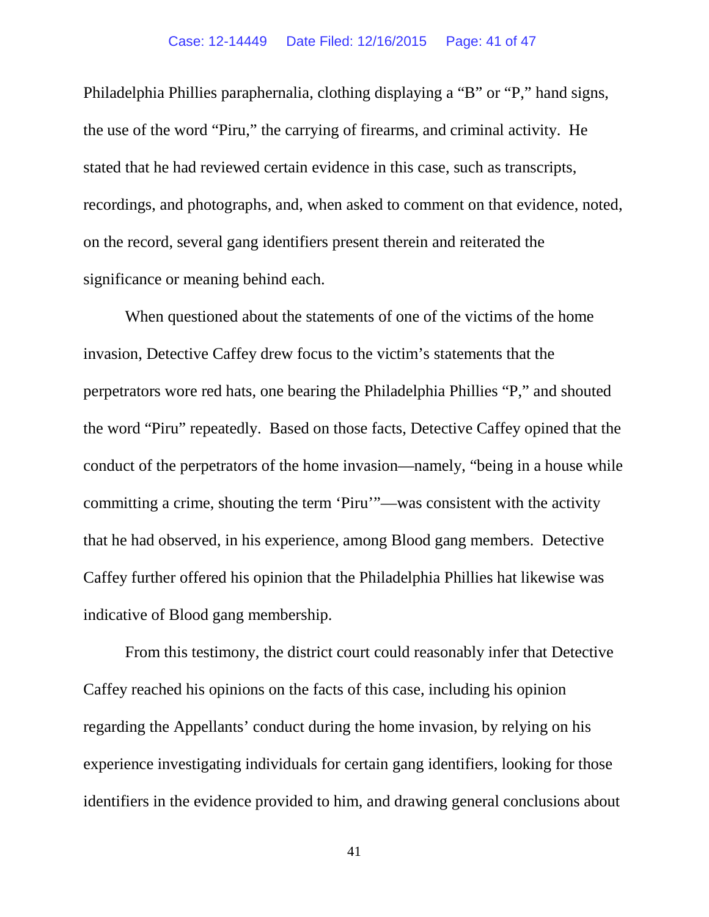Philadelphia Phillies paraphernalia, clothing displaying a "B" or "P," hand signs, the use of the word "Piru," the carrying of firearms, and criminal activity. He stated that he had reviewed certain evidence in this case, such as transcripts, recordings, and photographs, and, when asked to comment on that evidence, noted, on the record, several gang identifiers present therein and reiterated the significance or meaning behind each.

When questioned about the statements of one of the victims of the home invasion, Detective Caffey drew focus to the victim's statements that the perpetrators wore red hats, one bearing the Philadelphia Phillies "P," and shouted the word "Piru" repeatedly. Based on those facts, Detective Caffey opined that the conduct of the perpetrators of the home invasion—namely, "being in a house while committing a crime, shouting the term 'Piru'"—was consistent with the activity that he had observed, in his experience, among Blood gang members. Detective Caffey further offered his opinion that the Philadelphia Phillies hat likewise was indicative of Blood gang membership.

From this testimony, the district court could reasonably infer that Detective Caffey reached his opinions on the facts of this case, including his opinion regarding the Appellants' conduct during the home invasion, by relying on his experience investigating individuals for certain gang identifiers, looking for those identifiers in the evidence provided to him, and drawing general conclusions about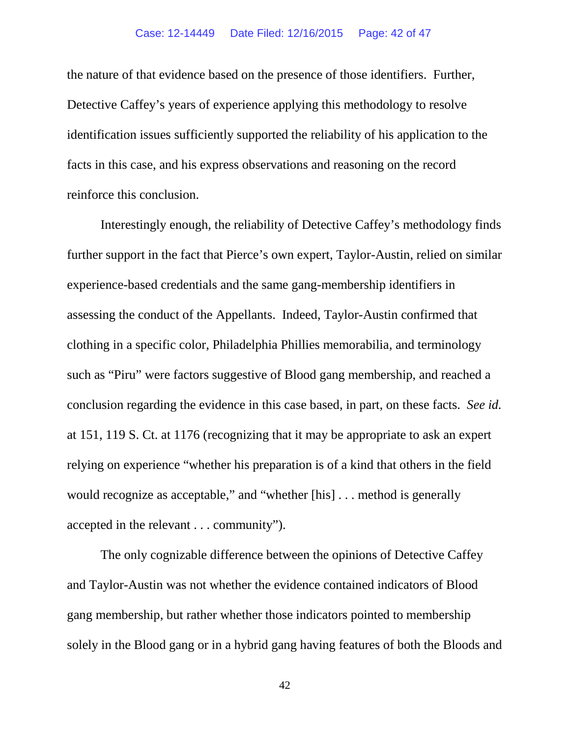the nature of that evidence based on the presence of those identifiers. Further, Detective Caffey's years of experience applying this methodology to resolve identification issues sufficiently supported the reliability of his application to the facts in this case, and his express observations and reasoning on the record reinforce this conclusion.

Interestingly enough, the reliability of Detective Caffey's methodology finds further support in the fact that Pierce's own expert, Taylor-Austin, relied on similar experience-based credentials and the same gang-membership identifiers in assessing the conduct of the Appellants. Indeed, Taylor-Austin confirmed that clothing in a specific color, Philadelphia Phillies memorabilia, and terminology such as "Piru" were factors suggestive of Blood gang membership, and reached a conclusion regarding the evidence in this case based, in part, on these facts. *See id.* at 151, 119 S. Ct. at 1176 (recognizing that it may be appropriate to ask an expert relying on experience "whether his preparation is of a kind that others in the field would recognize as acceptable," and "whether [his] . . . method is generally accepted in the relevant . . . community").

The only cognizable difference between the opinions of Detective Caffey and Taylor-Austin was not whether the evidence contained indicators of Blood gang membership, but rather whether those indicators pointed to membership solely in the Blood gang or in a hybrid gang having features of both the Bloods and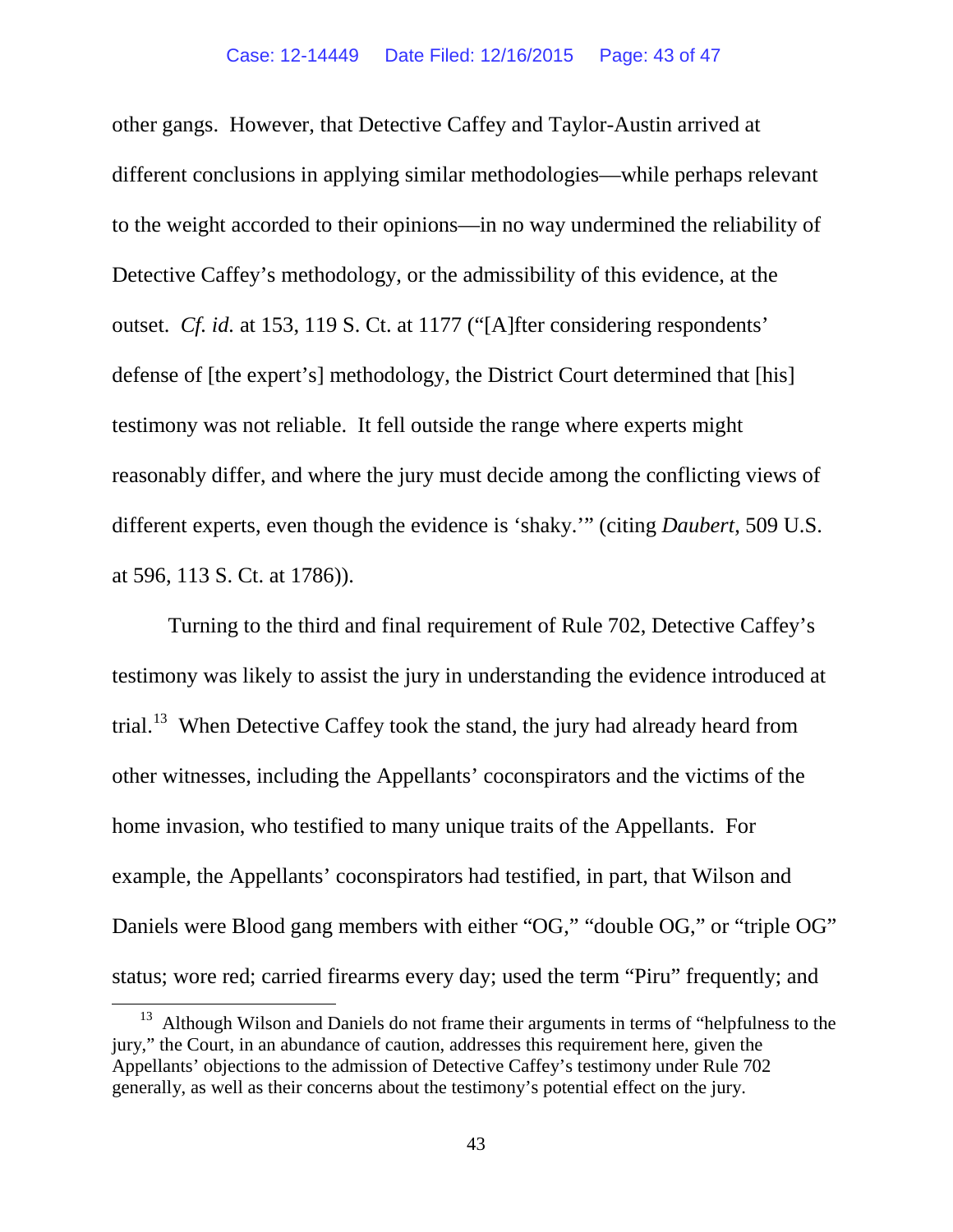other gangs. However, that Detective Caffey and Taylor-Austin arrived at different conclusions in applying similar methodologies—while perhaps relevant to the weight accorded to their opinions—in no way undermined the reliability of Detective Caffey's methodology, or the admissibility of this evidence, at the outset. *Cf. id.* at 153, 119 S. Ct. at 1177 ("[A]fter considering respondents' defense of [the expert's] methodology, the District Court determined that [his] testimony was not reliable. It fell outside the range where experts might reasonably differ, and where the jury must decide among the conflicting views of different experts, even though the evidence is 'shaky.'" (citing *Daubert*, 509 U.S. at 596, 113 S. Ct. at 1786)).

Turning to the third and final requirement of Rule 702, Detective Caffey's testimony was likely to assist the jury in understanding the evidence introduced at trial.[13] When Detective Caffey took the stand, the jury had already heard from other witnesses, including the Appellants' coconspirators and the victims of the home invasion, who testified to many unique traits of the Appellants. For example, the Appellants' coconspirators had testified, in part, that Wilson and Daniels were Blood gang members with either "OG," "double OG," or "triple OG" status; wore red; carried firearms every day; used the term "Piru" frequently; and

[13] Although Wilson and Daniels do not frame their arguments in terms of "helpfulness to the jury," the Court, in an abundance of caution, addresses this requirement here, given the Appellants' objections to the admission of Detective Caffey's testimony under Rule 702 generally, as well as their concerns about the testimony's potential effect on the jury.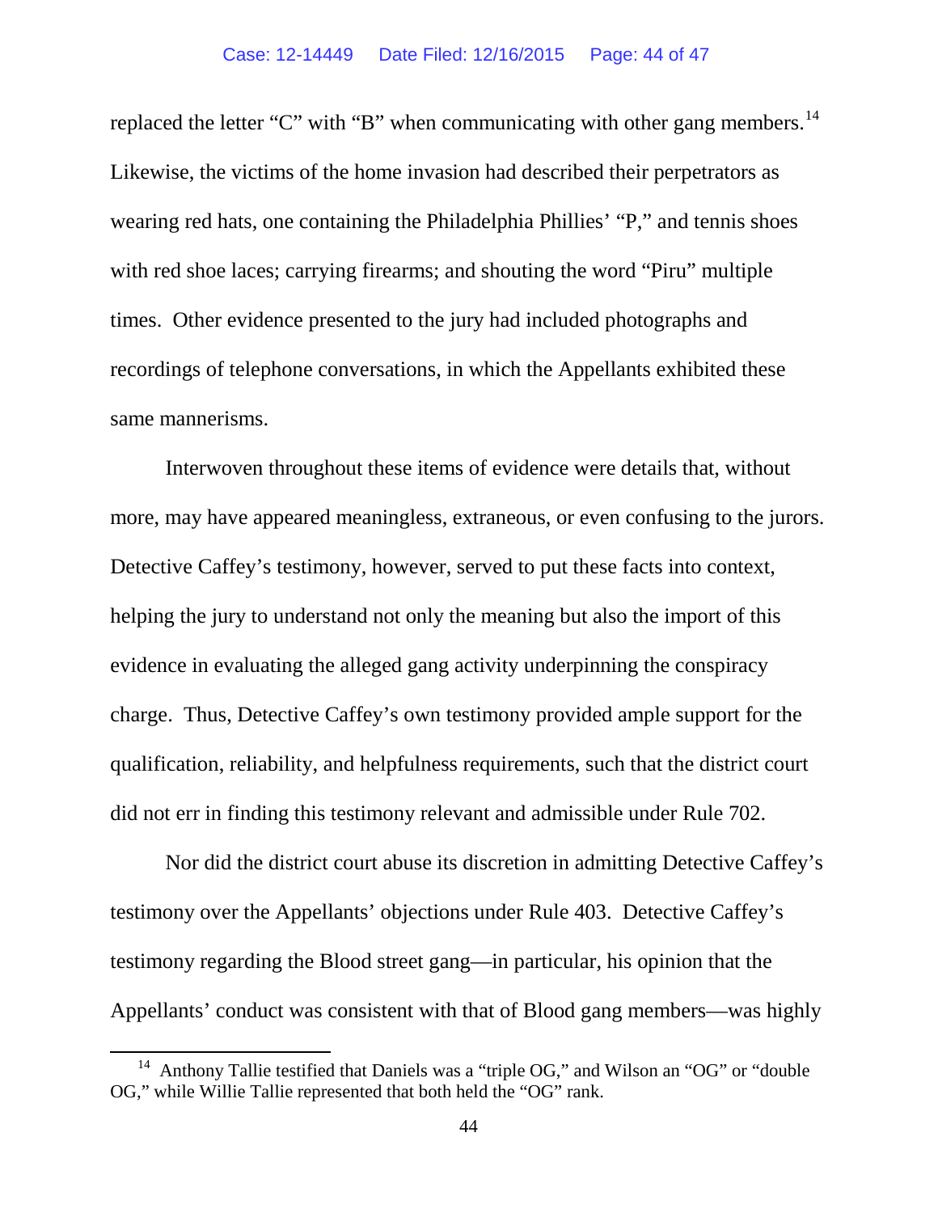replaced the letter "C" with "B" when communicating with other gang members.[14] Likewise, the victims of the home invasion had described their perpetrators as wearing red hats, one containing the Philadelphia Phillies' "P," and tennis shoes with red shoe laces; carrying firearms; and shouting the word "Piru" multiple times. Other evidence presented to the jury had included photographs and recordings of telephone conversations, in which the Appellants exhibited these same mannerisms.

Interwoven throughout these items of evidence were details that, without more, may have appeared meaningless, extraneous, or even confusing to the jurors. Detective Caffey's testimony, however, served to put these facts into context, helping the jury to understand not only the meaning but also the import of this evidence in evaluating the alleged gang activity underpinning the conspiracy charge. Thus, Detective Caffey's own testimony provided ample support for the qualification, reliability, and helpfulness requirements, such that the district court did not err in finding this testimony relevant and admissible under Rule 702.

Nor did the district court abuse its discretion in admitting Detective Caffey's testimony over the Appellants' objections under Rule 403. Detective Caffey's testimony regarding the Blood street gang—in particular, his opinion that the Appellants' conduct was consistent with that of Blood gang members—was highly

---

[14] Anthony Tallie testified that Daniels was a "triple OG," and Wilson an "OG" or "double OG," while Willie Tallie represented that both held the "OG" rank.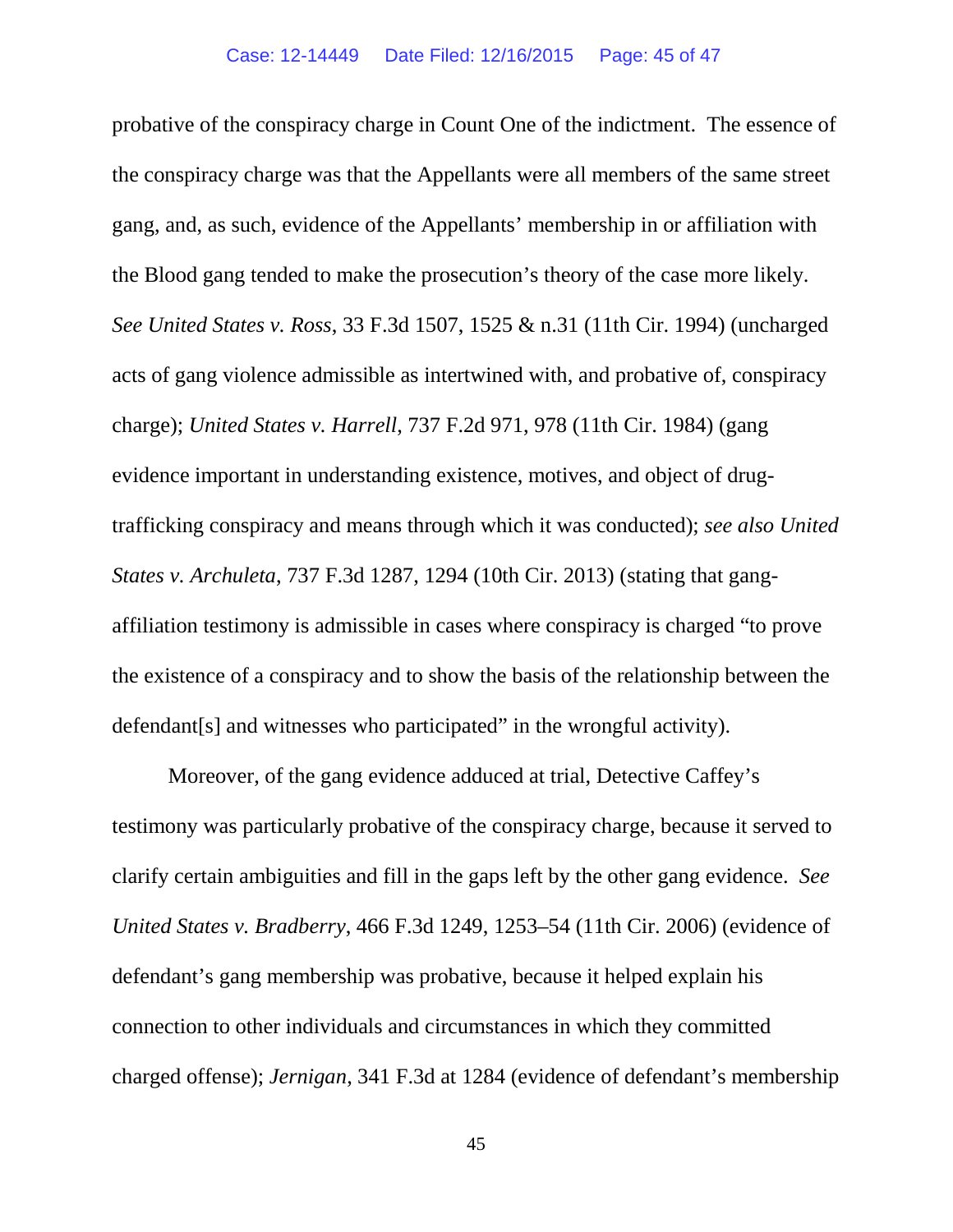probative of the conspiracy charge in Count One of the indictment. The essence of the conspiracy charge was that the Appellants were all members of the same street gang, and, as such, evidence of the Appellants' membership in or affiliation with the Blood gang tended to make the prosecution's theory of the case more likely. *See United States v. Ross*, 33 F.3d 1507, 1525 & n.31 (11th Cir. 1994) (uncharged acts of gang violence admissible as intertwined with, and probative of, conspiracy charge); *United States v. Harrell*, 737 F.2d 971, 978 (11th Cir. 1984) (gang evidence important in understanding existence, motives, and object of drug-trafficking conspiracy and means through which it was conducted); *see also United States v. Archuleta*, 737 F.3d 1287, 1294 (10th Cir. 2013) (stating that gang-affiliation testimony is admissible in cases where conspiracy is charged "to prove the existence of a conspiracy and to show the basis of the relationship between the defendant[s] and witnesses who participated" in the wrongful activity).

Moreover, of the gang evidence adduced at trial, Detective Caffey's testimony was particularly probative of the conspiracy charge, because it served to clarify certain ambiguities and fill in the gaps left by the other gang evidence. *See United States v. Bradberry*, 466 F.3d 1249, 1253–54 (11th Cir. 2006) (evidence of defendant's gang membership was probative, because it helped explain his connection to other individuals and circumstances in which they committed charged offense); *Jernigan*, 341 F.3d at 1284 (evidence of defendant's membership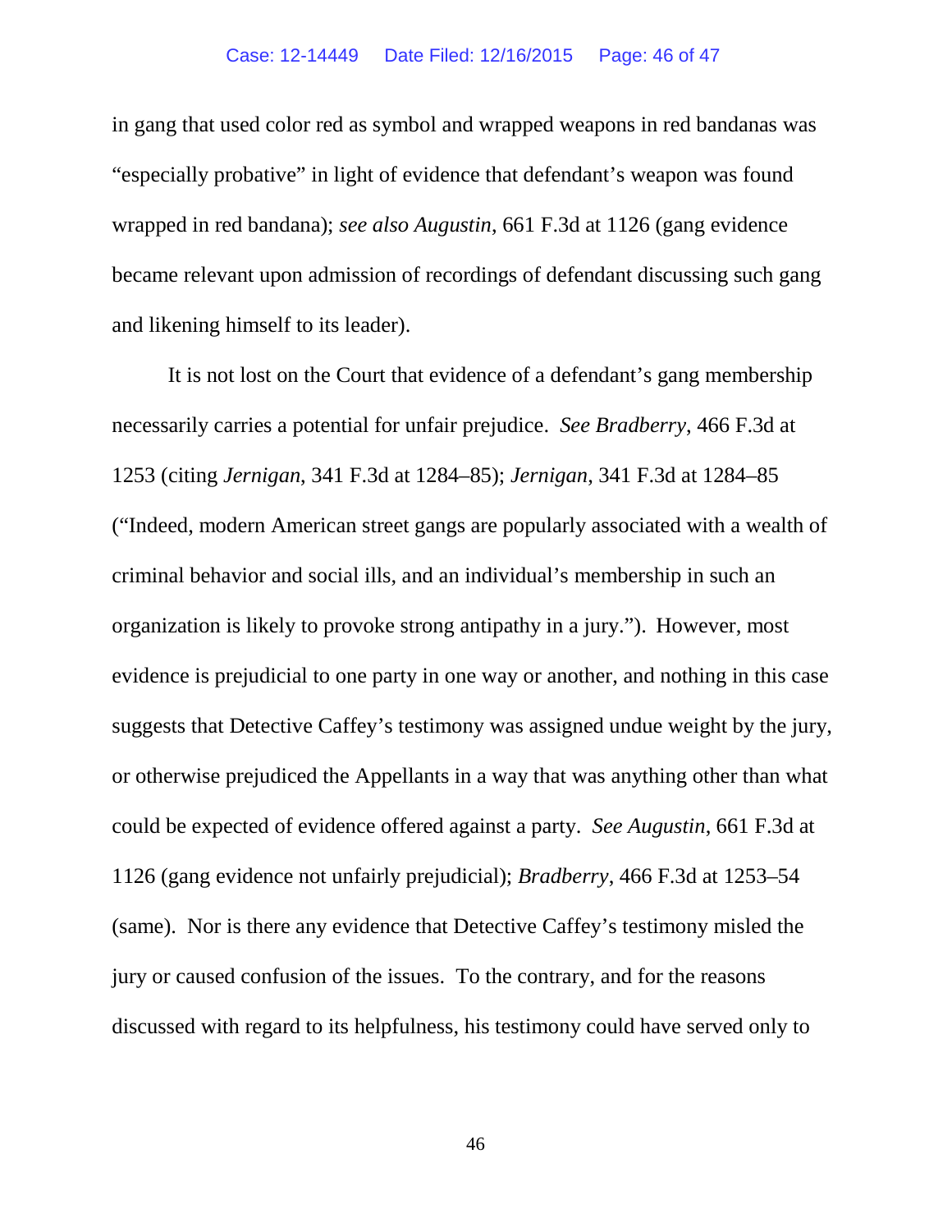in gang that used color red as symbol and wrapped weapons in red bandanas was "especially probative" in light of evidence that defendant's weapon was found wrapped in red bandana); *see also Augustin*, 661 F.3d at 1126 (gang evidence became relevant upon admission of recordings of defendant discussing such gang and likening himself to its leader).

It is not lost on the Court that evidence of a defendant's gang membership necessarily carries a potential for unfair prejudice. *See Bradberry*, 466 F.3d at 1253 (citing *Jernigan*, 341 F.3d at 1284–85); *Jernigan*, 341 F.3d at 1284–85 ("Indeed, modern American street gangs are popularly associated with a wealth of criminal behavior and social ills, and an individual's membership in such an organization is likely to provoke strong antipathy in a jury."). However, most evidence is prejudicial to one party in one way or another, and nothing in this case suggests that Detective Caffey's testimony was assigned undue weight by the jury, or otherwise prejudiced the Appellants in a way that was anything other than what could be expected of evidence offered against a party. *See Augustin*, 661 F.3d at 1126 (gang evidence not unfairly prejudicial); *Bradberry*, 466 F.3d at 1253–54 (same). Nor is there any evidence that Detective Caffey's testimony misled the jury or caused confusion of the issues. To the contrary, and for the reasons discussed with regard to its helpfulness, his testimony could have served only to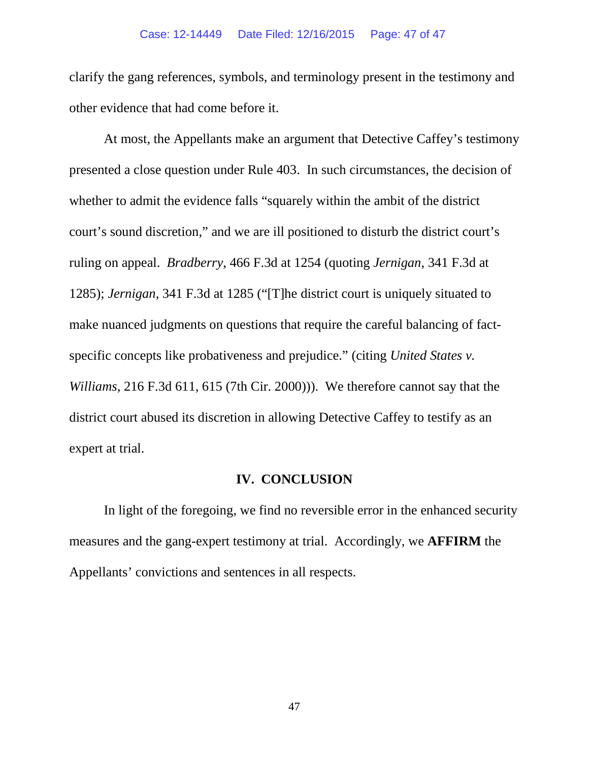clarify the gang references, symbols, and terminology present in the testimony and other evidence that had come before it.

At most, the Appellants make an argument that Detective Caffey's testimony presented a close question under Rule 403. In such circumstances, the decision of whether to admit the evidence falls "squarely within the ambit of the district court's sound discretion," and we are ill positioned to disturb the district court's ruling on appeal. *Bradberry*, 466 F.3d at 1254 (quoting *Jernigan*, 341 F.3d at 1285); *Jernigan*, 341 F.3d at 1285 ("[T]he district court is uniquely situated to make nuanced judgments on questions that require the careful balancing of fact-specific concepts like probativeness and prejudice." (citing *United States v. Williams*, 216 F.3d 611, 615 (7th Cir. 2000))). We therefore cannot say that the district court abused its discretion in allowing Detective Caffey to testify as an expert at trial.

## IV. CONCLUSION

In light of the foregoing, we find no reversible error in the enhanced security measures and the gang-expert testimony at trial. Accordingly, we **AFFIRM** the Appellants' convictions and sentences in all respects.